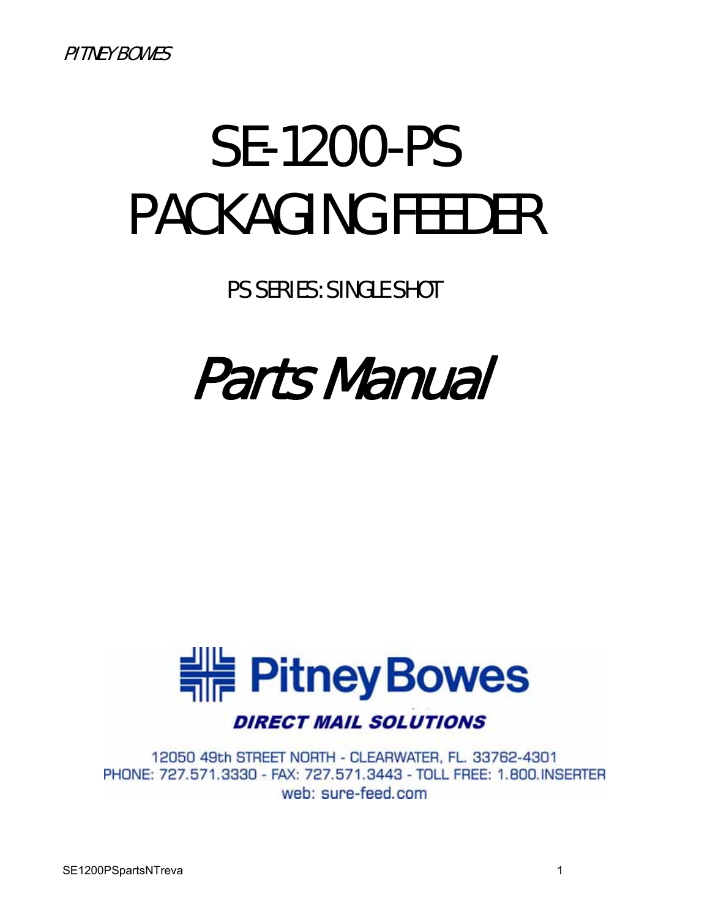# SE-1200-PS PACKAGING FEEDER

PS SERIES: SINGLE SHOT

# *Parts Manual*

Pitney Bowes

***DIRECT MAIL SOLUTIONS***

12050 49th STREET NORTH - CLEARWATER, FL. 33762-4301
PHONE: 727.571.3330 - FAX: 727.571.3443 - TOLL FREE: 1.800.INSERTER
web: sure-feed.com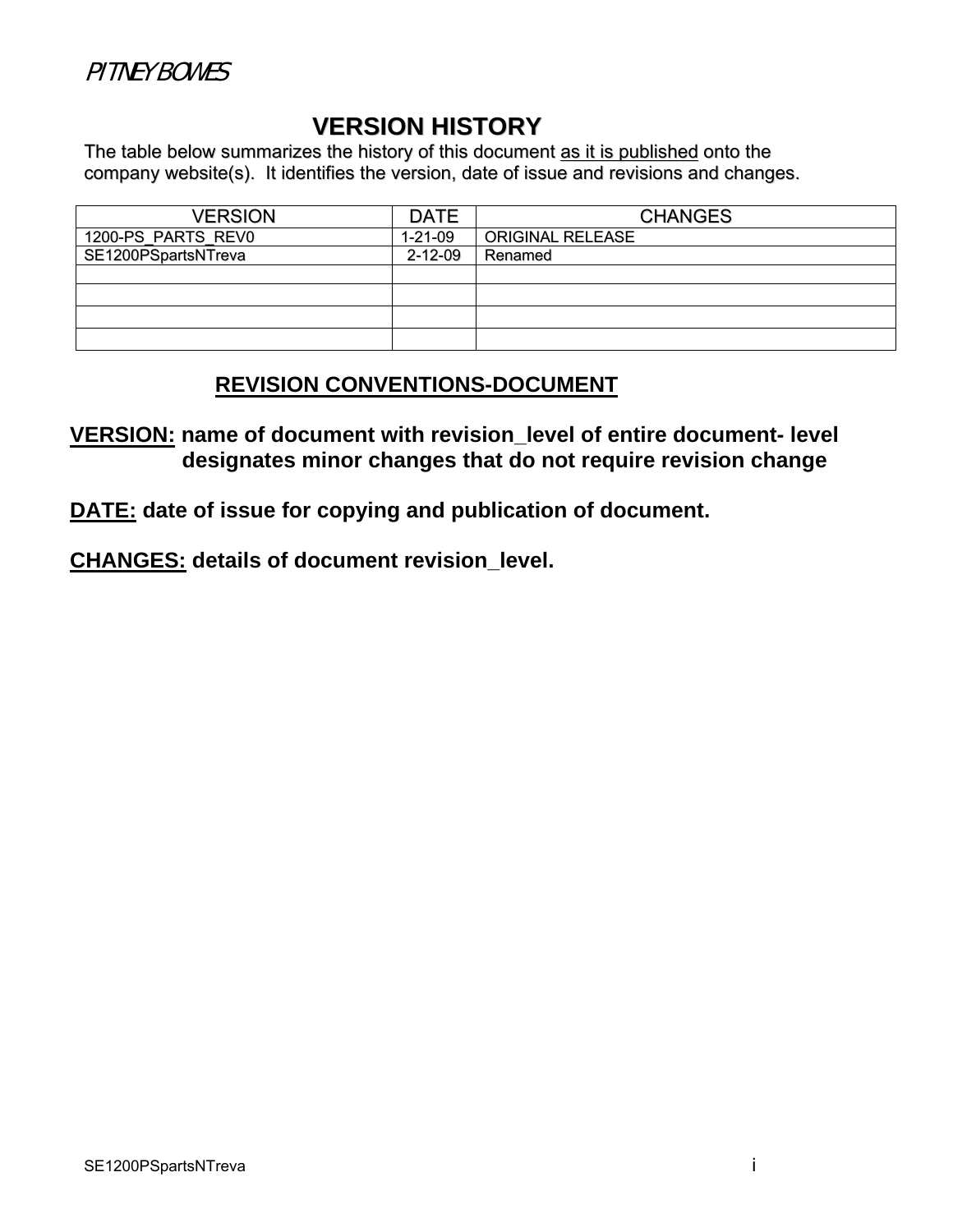PITNEY BOWES

# VERSION HISTORY

The table below summarizes the history of this document as it is published onto the company website(s). It identifies the version, date of issue and revisions and changes.

| VERSION | DATE | CHANGES |
|---|---|---|
| 1200-PS_PARTS_REV0 | 1-21-09 | ORIGINAL RELEASE |
| SE1200PSpartsNTreva | 2-12-09 | Renamed |
| | | |
| | | |
| | | |
| | | |

## REVISION CONVENTIONS-DOCUMENT

**VERSION:** **name of document with revision_level of entire document- level designates minor changes that do not require revision change**

**DATE:** **date of issue for copying and publication of document.**

**CHANGES:** **details of document revision_level.**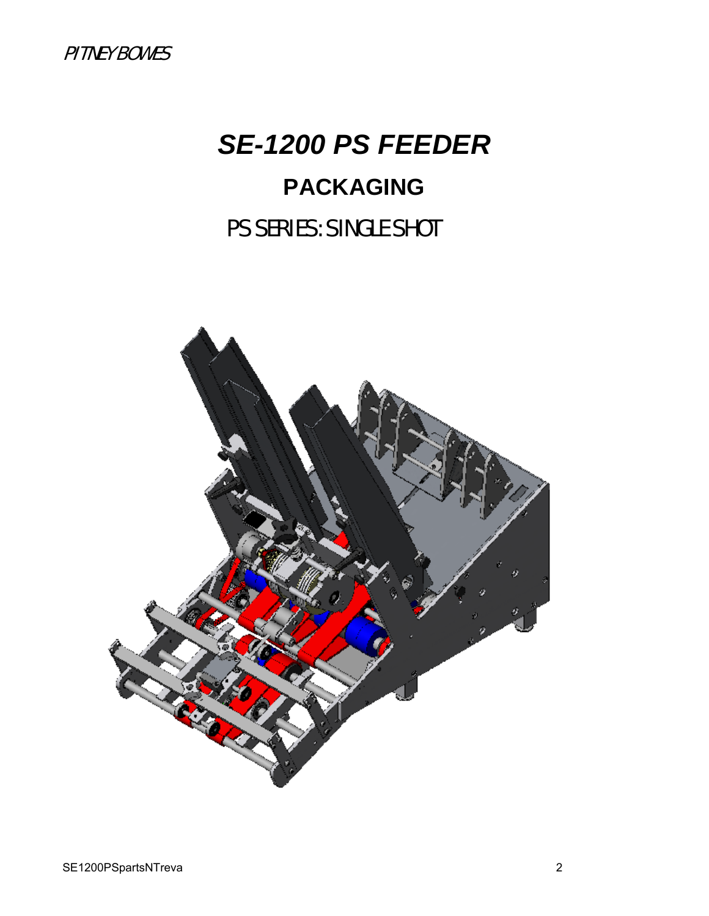PITNEY BOWES

# *SE-1200 PS FEEDER*

## PACKAGING

PS SERIES: SINGLE SHOT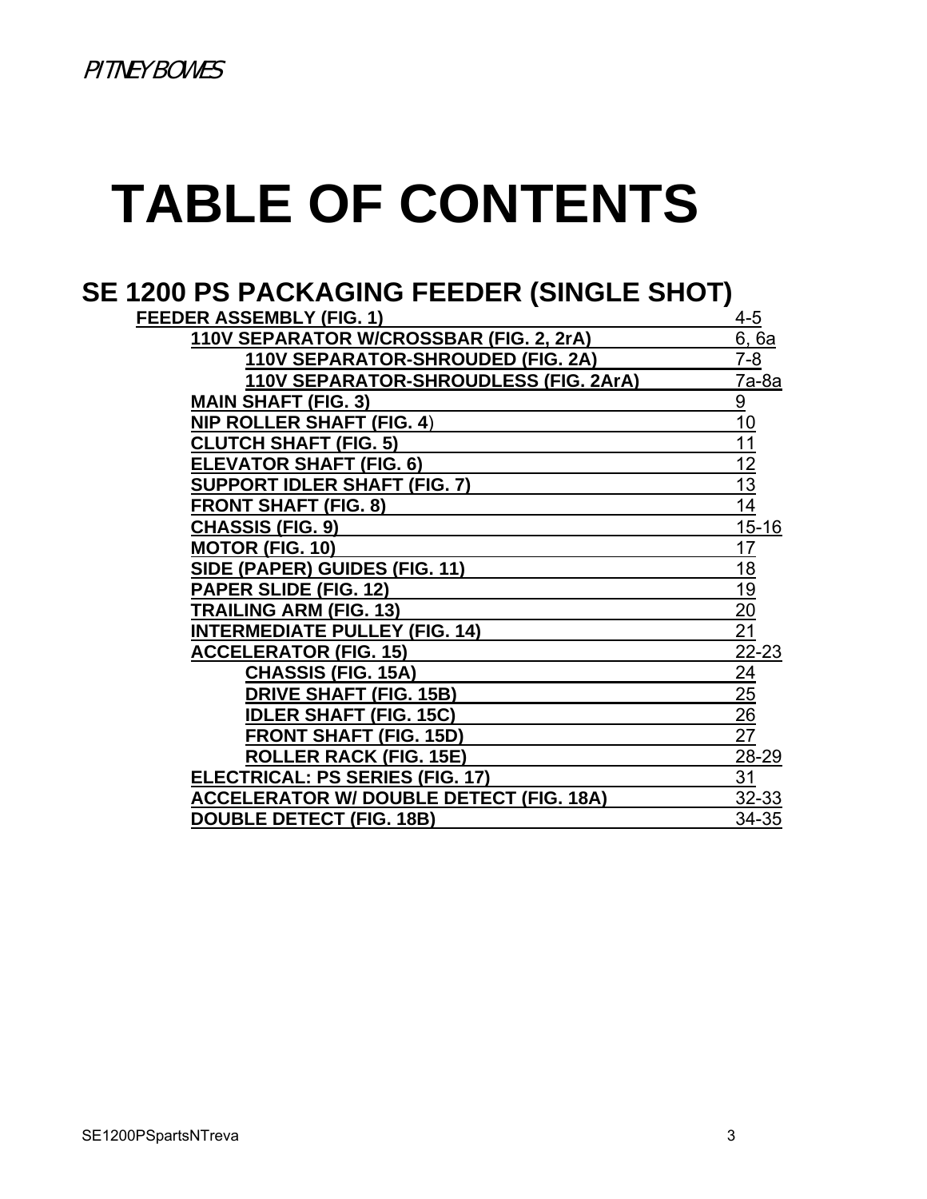# TABLE OF CONTENTS

## SE 1200 PS PACKAGING FEEDER (SINGLE SHOT)

- **FEEDER ASSEMBLY (FIG. 1)** — 4-5
  - **110V SEPARATOR W/CROSSBAR (FIG. 2, 2rA)** — 6, 6a
    - **110V SEPARATOR-SHROUDED (FIG. 2A)** — 7-8
    - **110V SEPARATOR-SHROUDLESS (FIG. 2ArA)** — 7a-8a
  - **MAIN SHAFT (FIG. 3)** — 9
  - **NIP ROLLER SHAFT (FIG. 4)** — 10
  - **CLUTCH SHAFT (FIG. 5)** — 11
  - **ELEVATOR SHAFT (FIG. 6)** — 12
  - **SUPPORT IDLER SHAFT (FIG. 7)** — 13
  - **FRONT SHAFT (FIG. 8)** — 14
  - **CHASSIS (FIG. 9)** — 15-16
  - **MOTOR (FIG. 10)** — 17
  - **SIDE (PAPER) GUIDES (FIG. 11)** — 18
  - **PAPER SLIDE (FIG. 12)** — 19
  - **TRAILING ARM (FIG. 13)** — 20
  - **INTERMEDIATE PULLEY (FIG. 14)** — 21
  - **ACCELERATOR (FIG. 15)** — 22-23
    - **CHASSIS (FIG. 15A)** — 24
    - **DRIVE SHAFT (FIG. 15B)** — 25
    - **IDLER SHAFT (FIG. 15C)** — 26
    - **FRONT SHAFT (FIG. 15D)** — 27
    - **ROLLER RACK (FIG. 15E)** — 28-29
  - **ELECTRICAL: PS SERIES (FIG. 17)** — 31
  - **ACCELERATOR W/ DOUBLE DETECT (FIG. 18A)** — 32-33
  - **DOUBLE DETECT (FIG. 18B)** — 34-35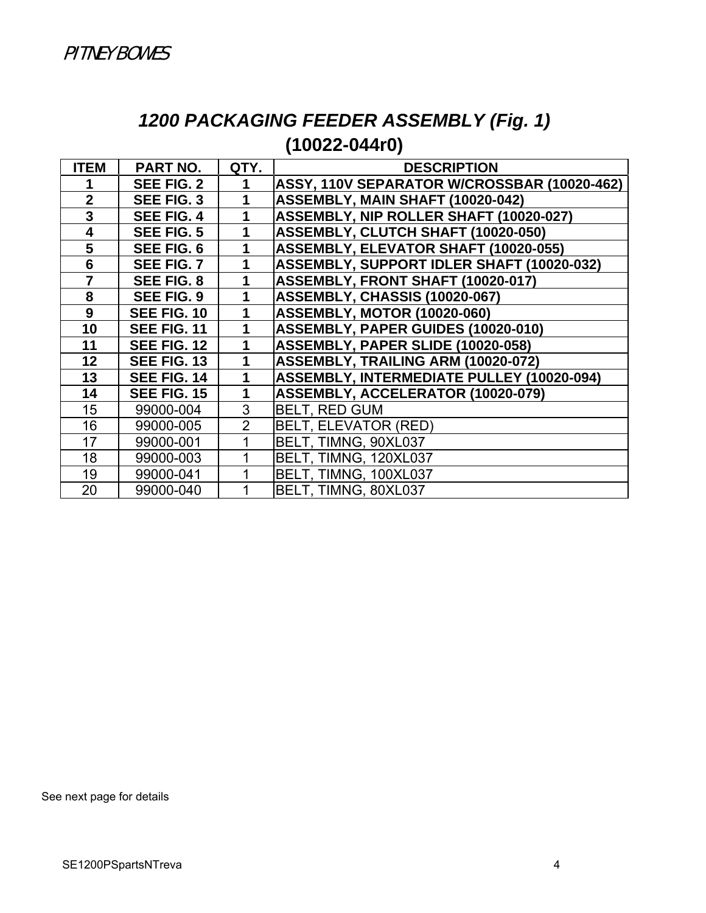PITNEY BOWES

# *1200 PACKAGING FEEDER ASSEMBLY (Fig. 1)*

## (10022-044r0)

| ITEM | PART NO. | QTY. | DESCRIPTION |
|---|---|---|---|
| **1** | **SEE FIG. 2** | **1** | **ASSY, 110V SEPARATOR W/CROSSBAR (10020-462)** |
| **2** | **SEE FIG. 3** | **1** | **ASSEMBLY, MAIN SHAFT (10020-042)** |
| **3** | **SEE FIG. 4** | **1** | **ASSEMBLY, NIP ROLLER SHAFT (10020-027)** |
| **4** | **SEE FIG. 5** | **1** | **ASSEMBLY, CLUTCH SHAFT (10020-050)** |
| **5** | **SEE FIG. 6** | **1** | **ASSEMBLY, ELEVATOR SHAFT (10020-055)** |
| **6** | **SEE FIG. 7** | **1** | **ASSEMBLY, SUPPORT IDLER SHAFT (10020-032)** |
| **7** | **SEE FIG. 8** | **1** | **ASSEMBLY, FRONT SHAFT (10020-017)** |
| **8** | **SEE FIG. 9** | **1** | **ASSEMBLY, CHASSIS (10020-067)** |
| **9** | **SEE FIG. 10** | **1** | **ASSEMBLY, MOTOR (10020-060)** |
| **10** | **SEE FIG. 11** | **1** | **ASSEMBLY, PAPER GUIDES (10020-010)** |
| **11** | **SEE FIG. 12** | **1** | **ASSEMBLY, PAPER SLIDE (10020-058)** |
| **12** | **SEE FIG. 13** | **1** | **ASSEMBLY, TRAILING ARM (10020-072)** |
| **13** | **SEE FIG. 14** | **1** | **ASSEMBLY, INTERMEDIATE PULLEY (10020-094)** |
| **14** | **SEE FIG. 15** | **1** | **ASSEMBLY, ACCELERATOR (10020-079)** |
| 15 | 99000-004 | 3 | BELT, RED GUM |
| 16 | 99000-005 | 2 | BELT, ELEVATOR (RED) |
| 17 | 99000-001 | 1 | BELT, TIMNG, 90XL037 |
| 18 | 99000-003 | 1 | BELT, TIMNG, 120XL037 |
| 19 | 99000-041 | 1 | BELT, TIMNG, 100XL037 |
| 20 | 99000-040 | 1 | BELT, TIMNG, 80XL037 |

See next page for details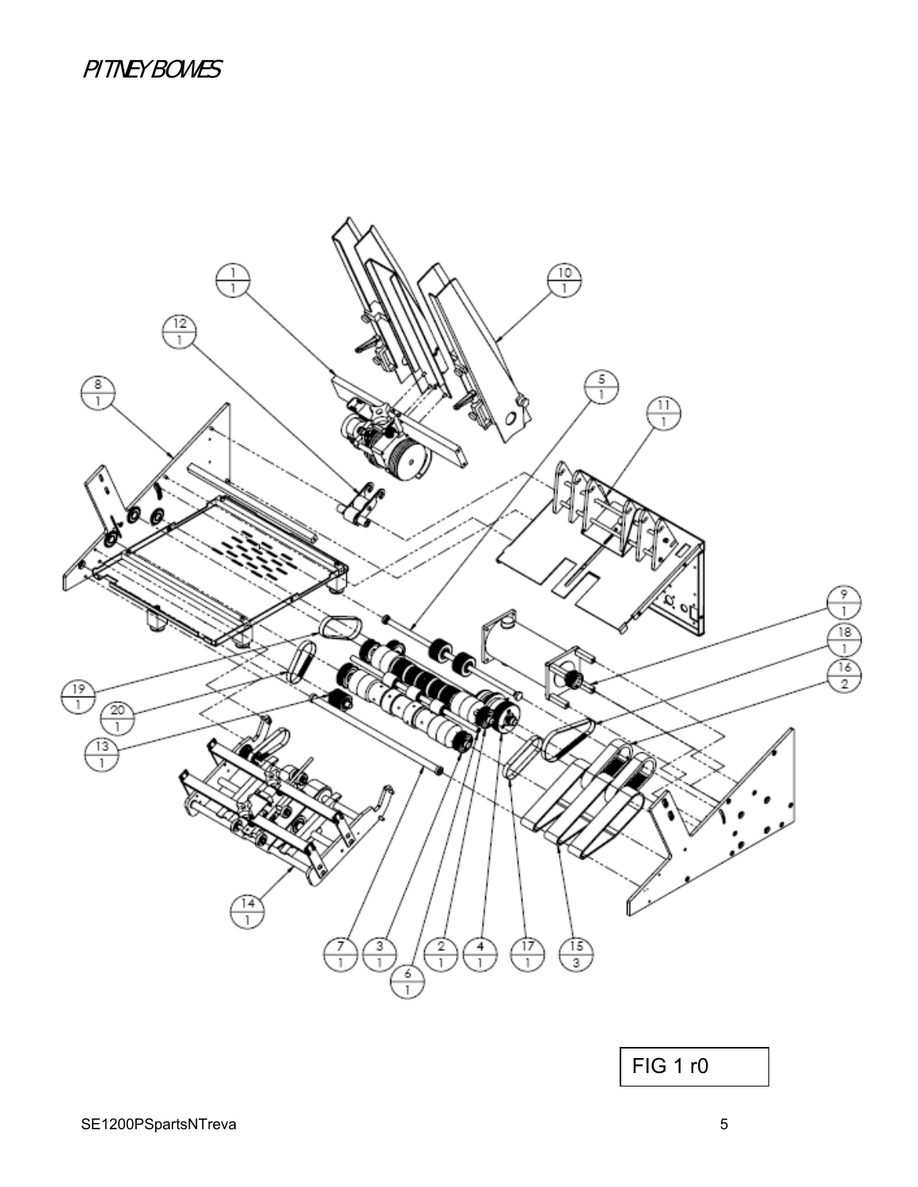FIG 1 r0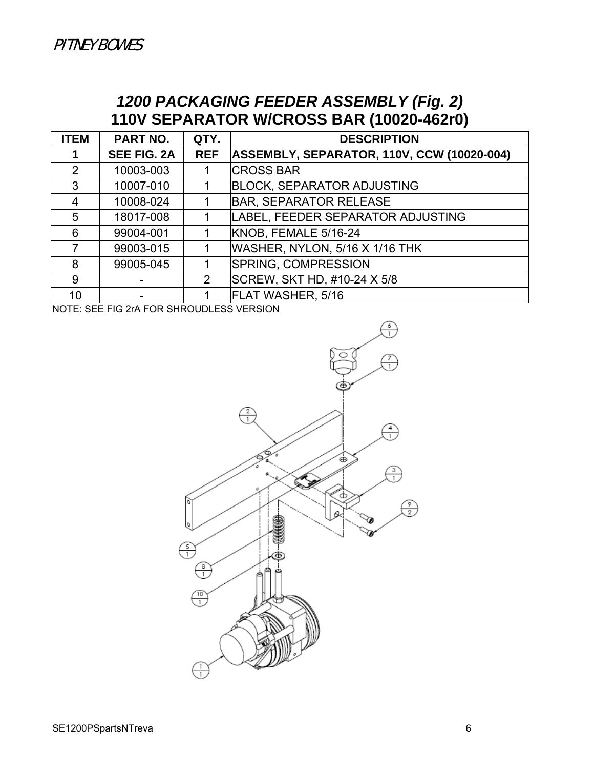# *1200 PACKAGING FEEDER ASSEMBLY (Fig. 2)*
## 110V SEPARATOR W/CROSS BAR (10020-462r0)

| ITEM | PART NO. | QTY. | DESCRIPTION |
|---|---|---|---|
| **1** | **SEE FIG. 2A** | **REF** | **ASSEMBLY, SEPARATOR, 110V, CCW (10020-004)** |
| 2 | 10003-003 | 1 | CROSS BAR |
| 3 | 10007-010 | 1 | BLOCK, SEPARATOR ADJUSTING |
| 4 | 10008-024 | 1 | BAR, SEPARATOR RELEASE |
| 5 | 18017-008 | 1 | LABEL, FEEDER SEPARATOR ADJUSTING |
| 6 | 99004-001 | 1 | KNOB, FEMALE 5/16-24 |
| 7 | 99003-015 | 1 | WASHER, NYLON, 5/16 X 1/16 THK |
| 8 | 99005-045 | 1 | SPRING, COMPRESSION |
| 9 | - | 2 | SCREW, SKT HD, #10-24 X 5/8 |
| 10 | - | 1 | FLAT WASHER, 5/16 |

NOTE: SEE FIG 2rA FOR SHROUDLESS VERSION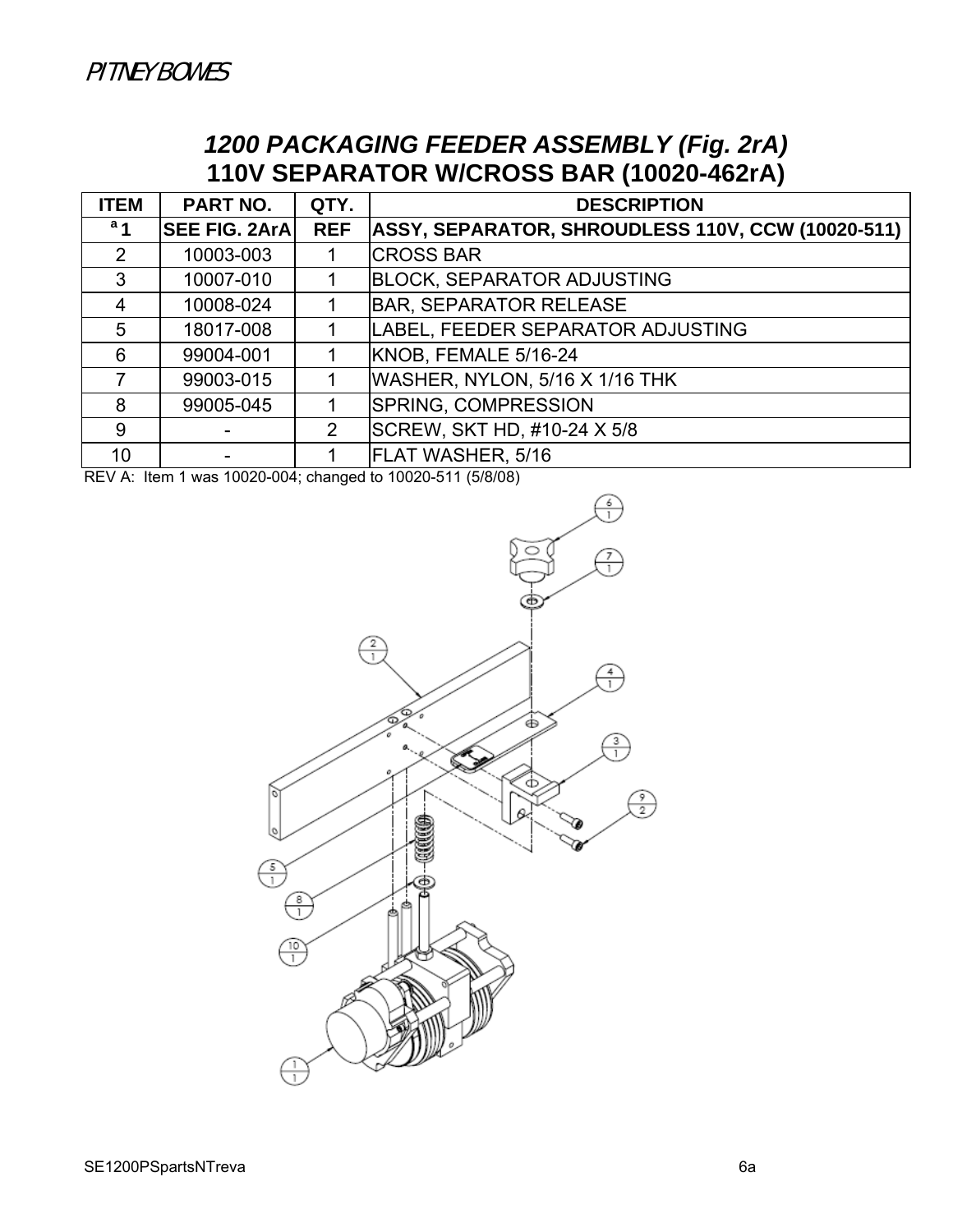PITNEY BOWES

# *1200 PACKAGING FEEDER ASSEMBLY (Fig. 2rA)*

## 110V SEPARATOR W/CROSS BAR (10020-462rA)

| ITEM | PART NO. | QTY. | DESCRIPTION |
|---|---|---|---|
| [a] 1 | SEE FIG. 2ArA | REF | ASSY, SEPARATOR, SHROUDLESS 110V, CCW (10020-511) |
| 2 | 10003-003 | 1 | CROSS BAR |
| 3 | 10007-010 | 1 | BLOCK, SEPARATOR ADJUSTING |
| 4 | 10008-024 | 1 | BAR, SEPARATOR RELEASE |
| 5 | 18017-008 | 1 | LABEL, FEEDER SEPARATOR ADJUSTING |
| 6 | 99004-001 | 1 | KNOB, FEMALE 5/16-24 |
| 7 | 99003-015 | 1 | WASHER, NYLON, 5/16 X 1/16 THK |
| 8 | 99005-045 | 1 | SPRING, COMPRESSION |
| 9 | - | 2 | SCREW, SKT HD, #10-24 X 5/8 |
| 10 | - | 1 | FLAT WASHER, 5/16 |

REV A: Item 1 was 10020-004; changed to 10020-511 (5/8/08)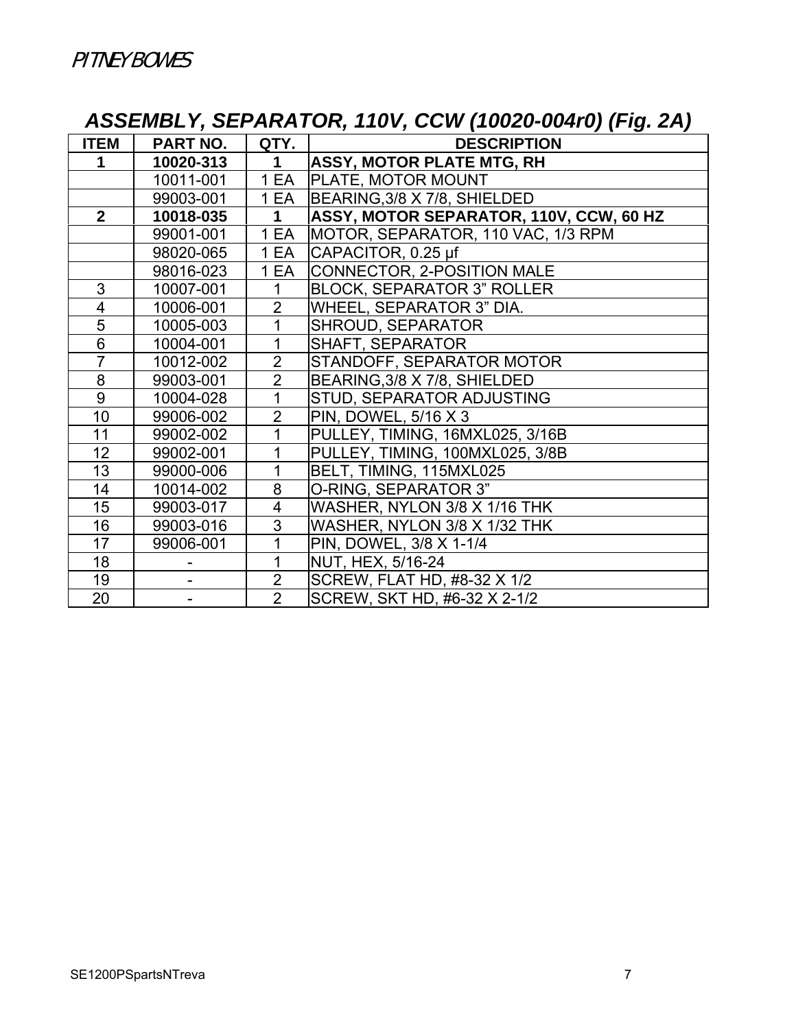PITNEY BOWES

## *ASSEMBLY, SEPARATOR, 110V, CCW (10020-004r0) (Fig. 2A)*

| ITEM | PART NO. | QTY. | DESCRIPTION |
|---|---|---|---|
| **1** | **10020-313** | **1** | **ASSY, MOTOR PLATE MTG, RH** |
| | 10011-001 | 1 EA | PLATE, MOTOR MOUNT |
| | 99003-001 | 1 EA | BEARING,3/8 X 7/8, SHIELDED |
| **2** | **10018-035** | **1** | **ASSY, MOTOR SEPARATOR, 110V, CCW, 60 HZ** |
| | 99001-001 | 1 EA | MOTOR, SEPARATOR, 110 VAC, 1/3 RPM |
| | 98020-065 | 1 EA | CAPACITOR, 0.25 µf |
| | 98016-023 | 1 EA | CONNECTOR, 2-POSITION MALE |
| 3 | 10007-001 | 1 | BLOCK, SEPARATOR 3" ROLLER |
| 4 | 10006-001 | 2 | WHEEL, SEPARATOR 3" DIA. |
| 5 | 10005-003 | 1 | SHROUD, SEPARATOR |
| 6 | 10004-001 | 1 | SHAFT, SEPARATOR |
| 7 | 10012-002 | 2 | STANDOFF, SEPARATOR MOTOR |
| 8 | 99003-001 | 2 | BEARING,3/8 X 7/8, SHIELDED |
| 9 | 10004-028 | 1 | STUD, SEPARATOR ADJUSTING |
| 10 | 99006-002 | 2 | PIN, DOWEL, 5/16 X 3 |
| 11 | 99002-002 | 1 | PULLEY, TIMING, 16MXL025, 3/16B |
| 12 | 99002-001 | 1 | PULLEY, TIMING, 100MXL025, 3/8B |
| 13 | 99000-006 | 1 | BELT, TIMING, 115MXL025 |
| 14 | 10014-002 | 8 | O-RING, SEPARATOR 3" |
| 15 | 99003-017 | 4 | WASHER, NYLON 3/8 X 1/16 THK |
| 16 | 99003-016 | 3 | WASHER, NYLON 3/8 X 1/32 THK |
| 17 | 99006-001 | 1 | PIN, DOWEL, 3/8 X 1-1/4 |
| 18 | - | 1 | NUT, HEX, 5/16-24 |
| 19 | - | 2 | SCREW, FLAT HD, #8-32 X 1/2 |
| 20 | - | 2 | SCREW, SKT HD, #6-32 X 2-1/2 |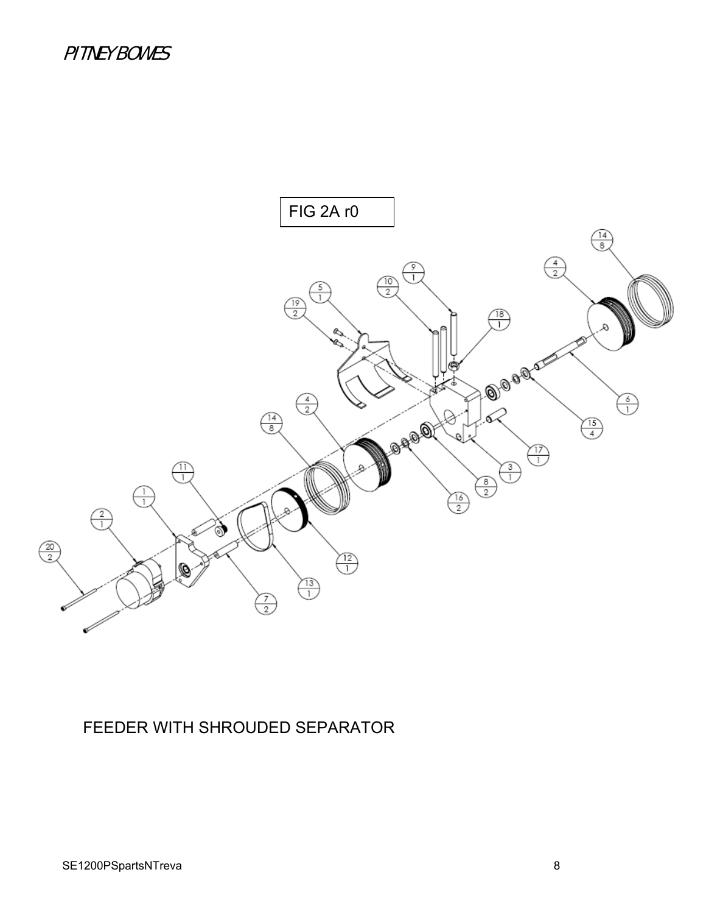FIG 2A r0

FEEDER WITH SHROUDED SEPARATOR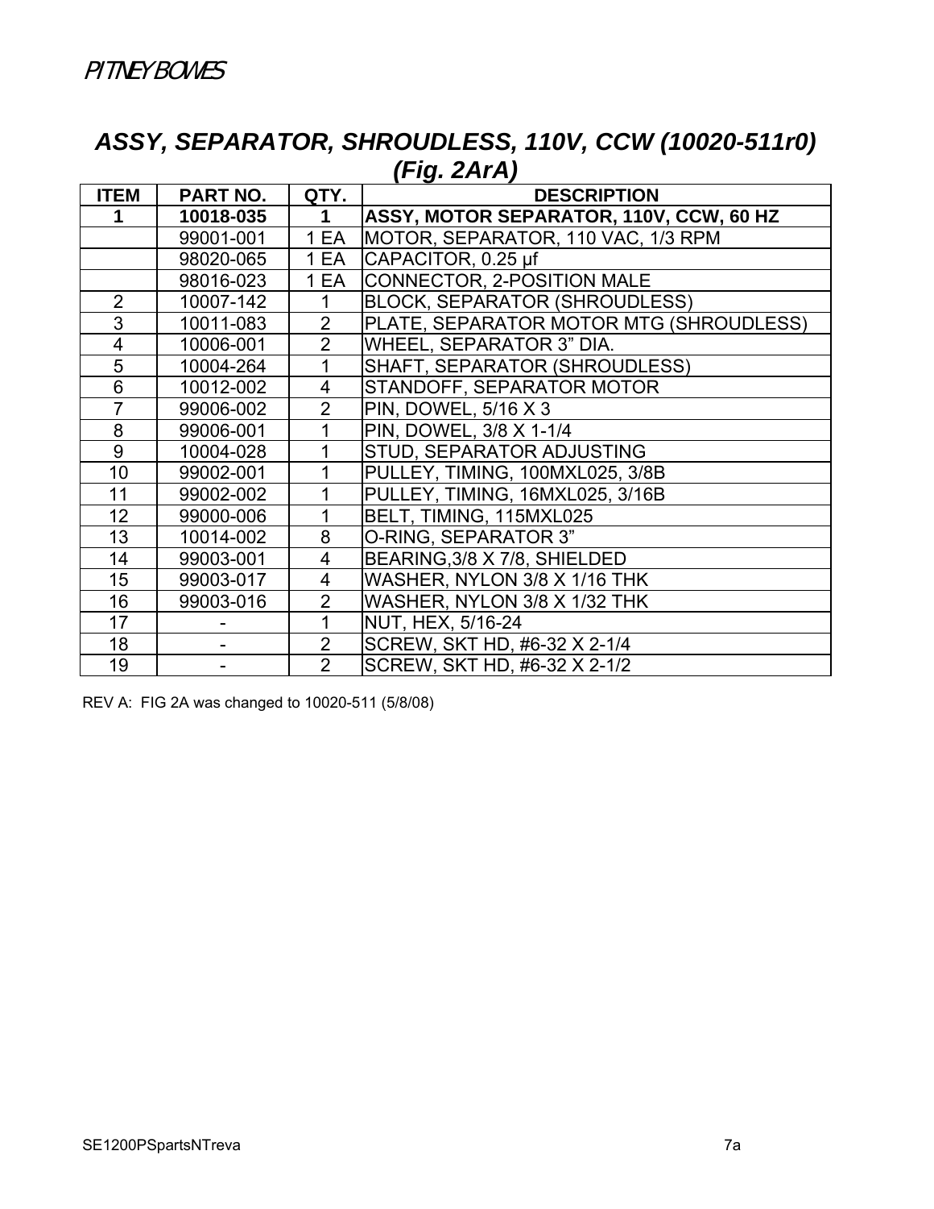## *ASSY, SEPARATOR, SHROUDLESS, 110V, CCW (10020-511r0) (Fig. 2ArA)*

| ITEM | PART NO. | QTY. | DESCRIPTION |
|---|---|---|---|
| **1** | **10018-035** | **1** | **ASSY, MOTOR SEPARATOR, 110V, CCW, 60 HZ** |
| | 99001-001 | 1 EA | MOTOR, SEPARATOR, 110 VAC, 1/3 RPM |
| | 98020-065 | 1 EA | CAPACITOR, 0.25 µf |
| | 98016-023 | 1 EA | CONNECTOR, 2-POSITION MALE |
| 2 | 10007-142 | 1 | BLOCK, SEPARATOR (SHROUDLESS) |
| 3 | 10011-083 | 2 | PLATE, SEPARATOR MOTOR MTG (SHROUDLESS) |
| 4 | 10006-001 | 2 | WHEEL, SEPARATOR 3" DIA. |
| 5 | 10004-264 | 1 | SHAFT, SEPARATOR (SHROUDLESS) |
| 6 | 10012-002 | 4 | STANDOFF, SEPARATOR MOTOR |
| 7 | 99006-002 | 2 | PIN, DOWEL, 5/16 X 3 |
| 8 | 99006-001 | 1 | PIN, DOWEL, 3/8 X 1-1/4 |
| 9 | 10004-028 | 1 | STUD, SEPARATOR ADJUSTING |
| 10 | 99002-001 | 1 | PULLEY, TIMING, 100MXL025, 3/8B |
| 11 | 99002-002 | 1 | PULLEY, TIMING, 16MXL025, 3/16B |
| 12 | 99000-006 | 1 | BELT, TIMING, 115MXL025 |
| 13 | 10014-002 | 8 | O-RING, SEPARATOR 3" |
| 14 | 99003-001 | 4 | BEARING,3/8 X 7/8, SHIELDED |
| 15 | 99003-017 | 4 | WASHER, NYLON 3/8 X 1/16 THK |
| 16 | 99003-016 | 2 | WASHER, NYLON 3/8 X 1/32 THK |
| 17 | - | 1 | NUT, HEX, 5/16-24 |
| 18 | - | 2 | SCREW, SKT HD, #6-32 X 2-1/4 |
| 19 | - | 2 | SCREW, SKT HD, #6-32 X 2-1/2 |

REV A: FIG 2A was changed to 10020-511 (5/8/08)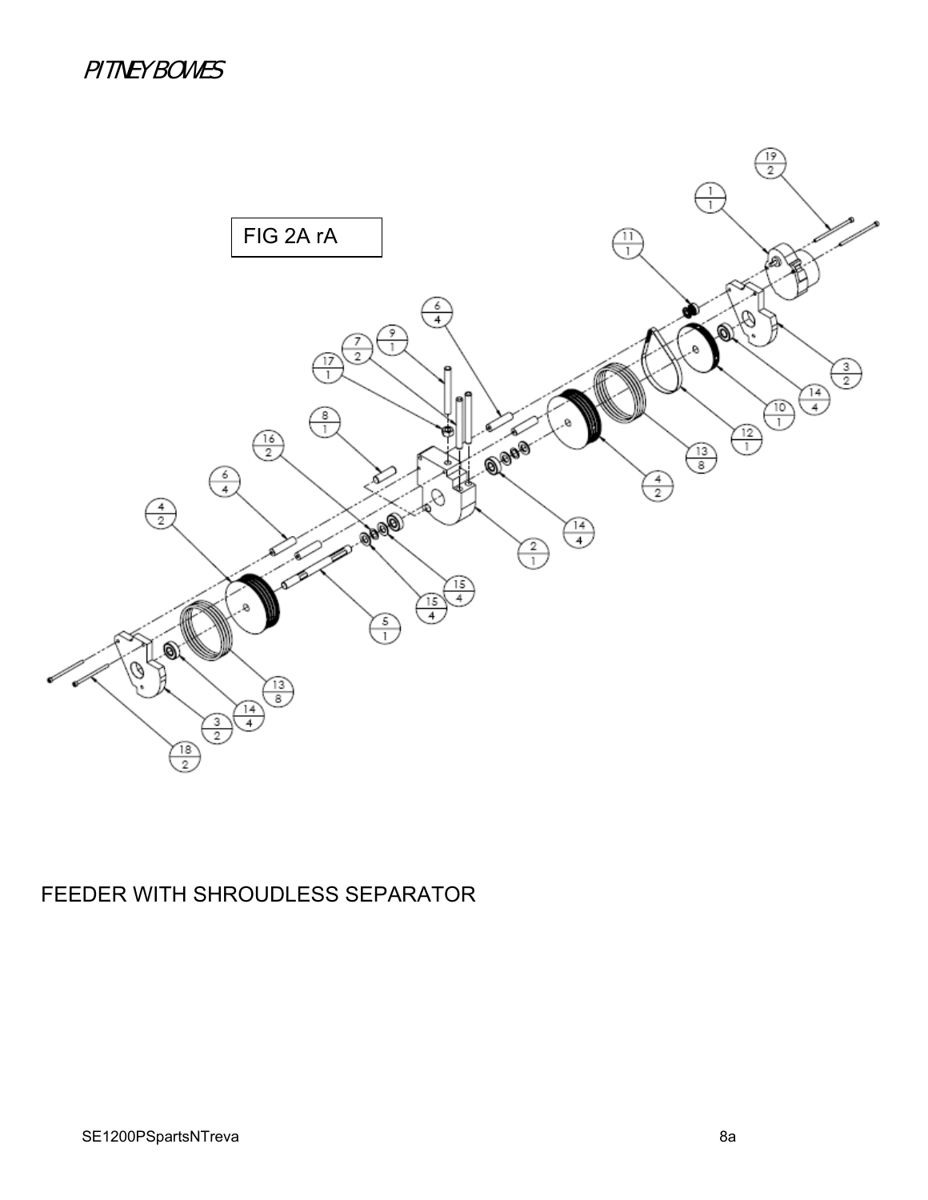FIG 2A rA

FEEDER WITH SHROUDLESS SEPARATOR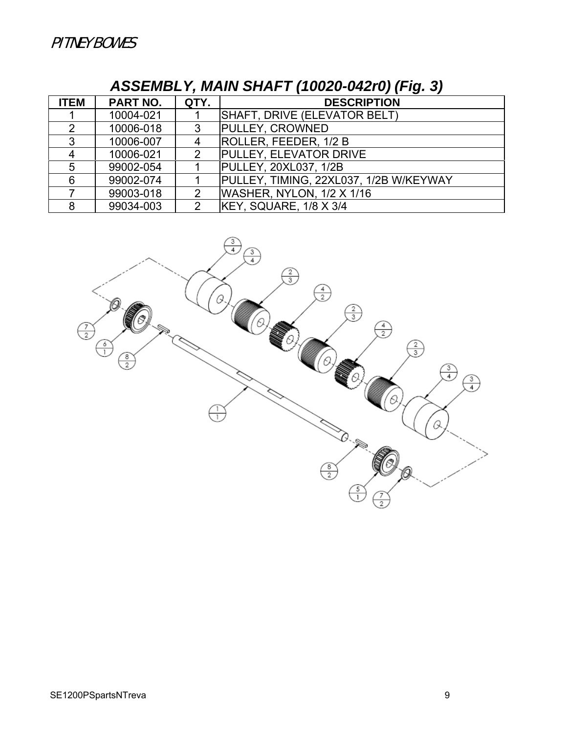## ASSEMBLY, MAIN SHAFT (10020-042r0) (Fig. 3)

| ITEM | PART NO. | QTY. | DESCRIPTION |
|---|---|---|---|
| 1 | 10004-021 | 1 | SHAFT, DRIVE (ELEVATOR BELT) |
| 2 | 10006-018 | 3 | PULLEY, CROWNED |
| 3 | 10006-007 | 4 | ROLLER, FEEDER, 1/2 B |
| 4 | 10006-021 | 2 | PULLEY, ELEVATOR DRIVE |
| 5 | 99002-054 | 1 | PULLEY, 20XL037, 1/2B |
| 6 | 99002-074 | 1 | PULLEY, TIMING, 22XL037, 1/2B W/KEYWAY |
| 7 | 99003-018 | 2 | WASHER, NYLON, 1/2 X 1/16 |
| 8 | 99034-003 | 2 | KEY, SQUARE, 1/8 X 3/4 |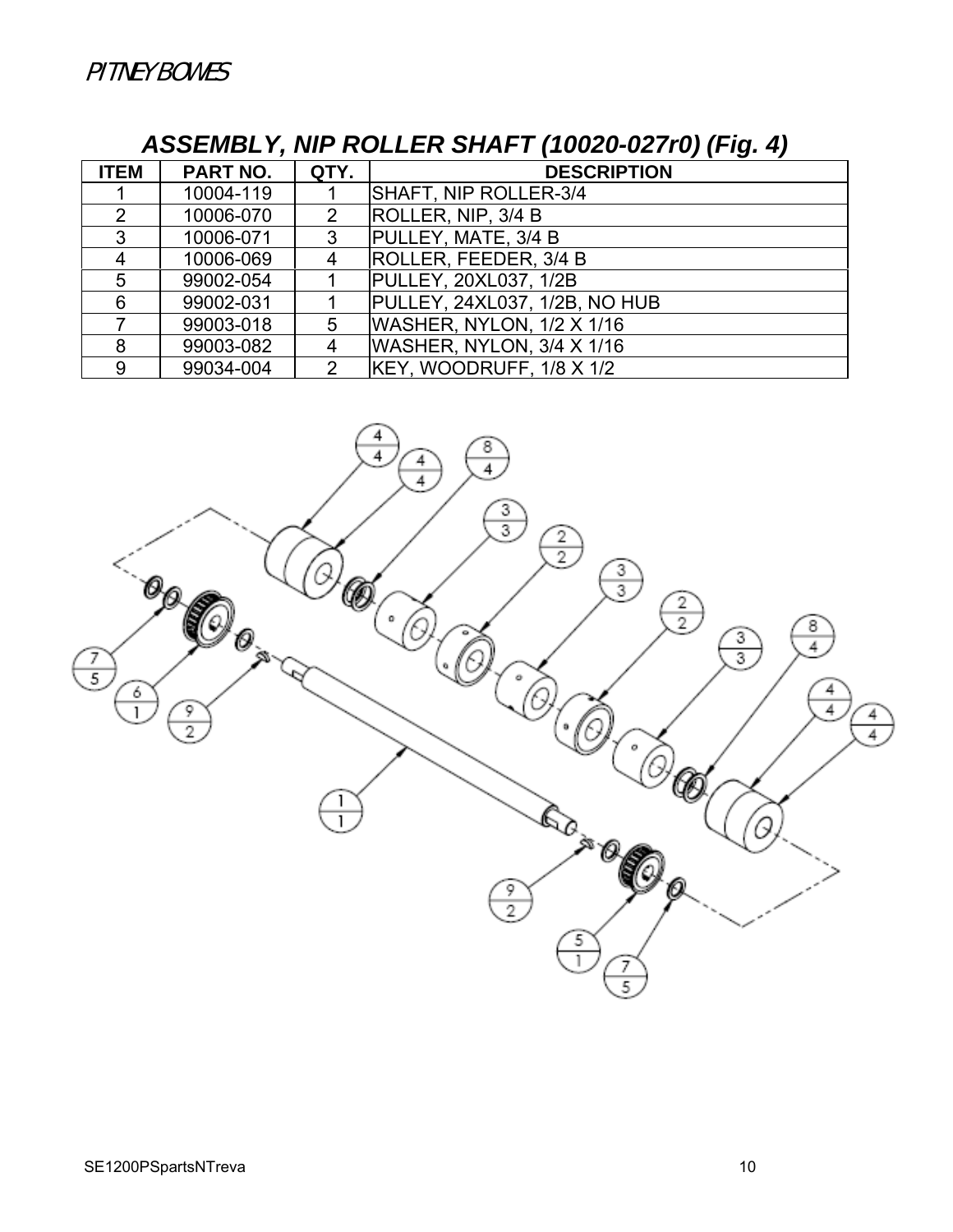## ASSEMBLY, NIP ROLLER SHAFT (10020-027r0) (Fig. 4)

| ITEM | PART NO. | QTY. | DESCRIPTION |
|---|---|---|---|
| 1 | 10004-119 | 1 | SHAFT, NIP ROLLER-3/4 |
| 2 | 10006-070 | 2 | ROLLER, NIP, 3/4 B |
| 3 | 10006-071 | 3 | PULLEY, MATE, 3/4 B |
| 4 | 10006-069 | 4 | ROLLER, FEEDER, 3/4 B |
| 5 | 99002-054 | 1 | PULLEY, 20XL037, 1/2B |
| 6 | 99002-031 | 1 | PULLEY, 24XL037, 1/2B, NO HUB |
| 7 | 99003-018 | 5 | WASHER, NYLON, 1/2 X 1/16 |
| 8 | 99003-082 | 4 | WASHER, NYLON, 3/4 X 1/16 |
| 9 | 99034-004 | 2 | KEY, WOODRUFF, 1/8 X 1/2 |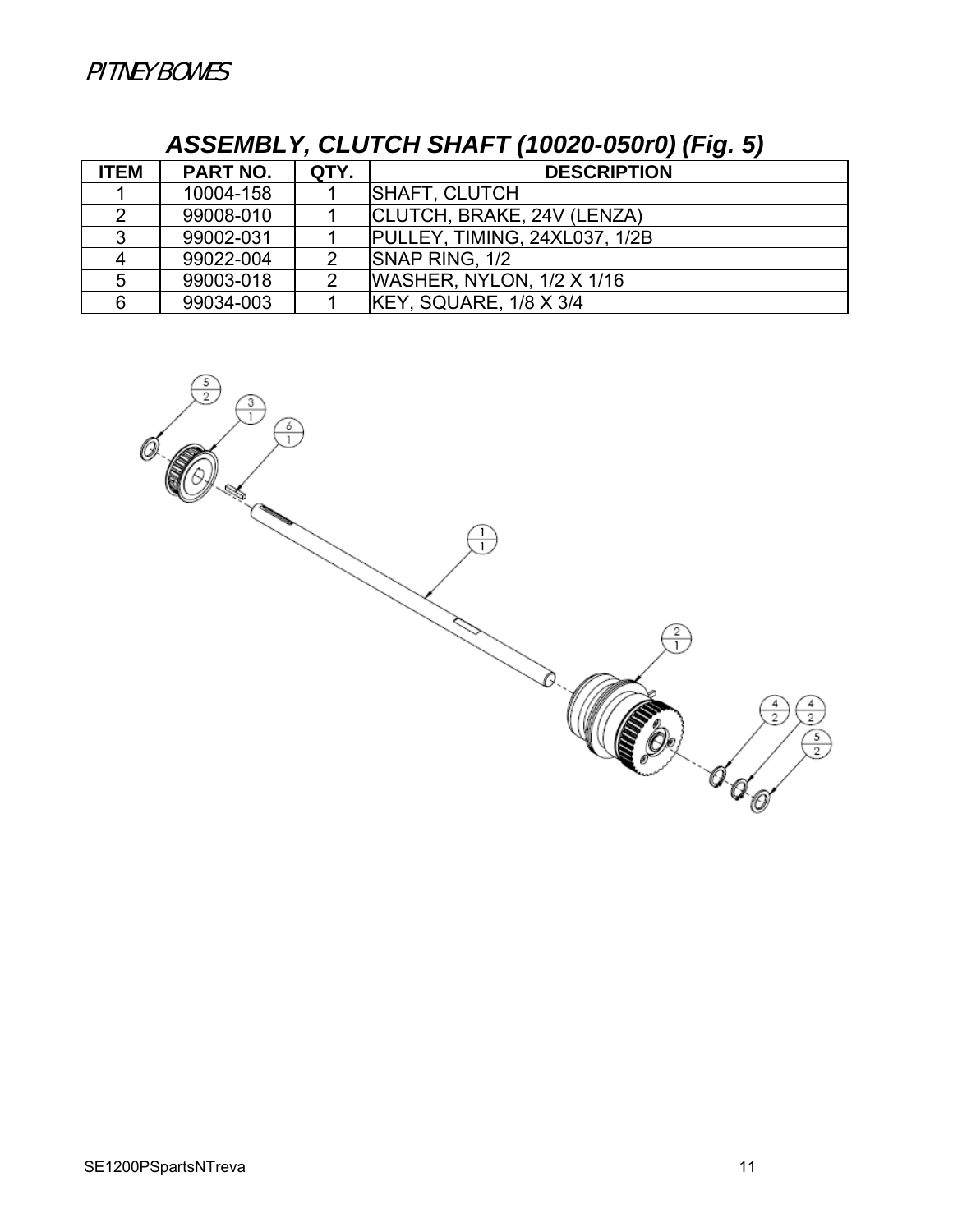## ASSEMBLY, CLUTCH SHAFT (10020-050r0) (Fig. 5)

| ITEM | PART NO. | QTY. | DESCRIPTION |
|---|---|---|---|
| 1 | 10004-158 | 1 | SHAFT, CLUTCH |
| 2 | 99008-010 | 1 | CLUTCH, BRAKE, 24V (LENZA) |
| 3 | 99002-031 | 1 | PULLEY, TIMING, 24XL037, 1/2B |
| 4 | 99022-004 | 2 | SNAP RING, 1/2 |
| 5 | 99003-018 | 2 | WASHER, NYLON, 1/2 X 1/16 |
| 6 | 99034-003 | 1 | KEY, SQUARE, 1/8 X 3/4 |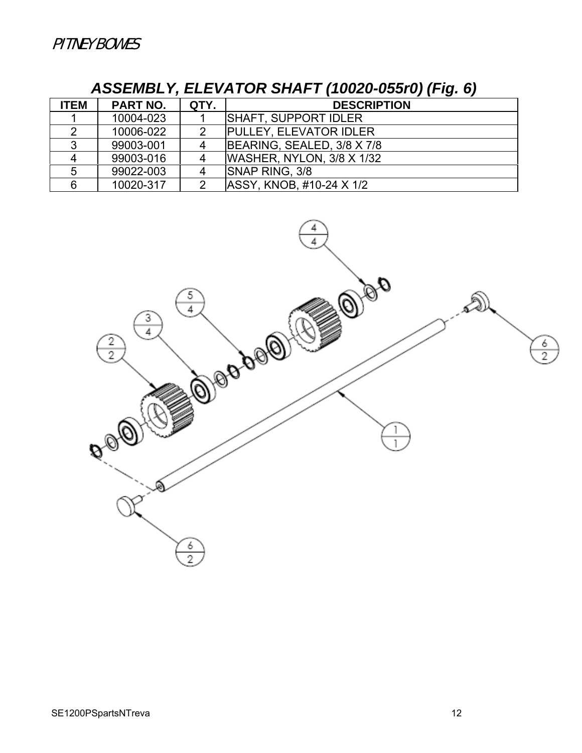## ASSEMBLY, ELEVATOR SHAFT (10020-055r0) (Fig. 6)

| ITEM | PART NO. | QTY. | DESCRIPTION |
|---|---|---|---|
| 1 | 10004-023 | 1 | SHAFT, SUPPORT IDLER |
| 2 | 10006-022 | 2 | PULLEY, ELEVATOR IDLER |
| 3 | 99003-001 | 4 | BEARING, SEALED, 3/8 X 7/8 |
| 4 | 99003-016 | 4 | WASHER, NYLON, 3/8 X 1/32 |
| 5 | 99022-003 | 4 | SNAP RING, 3/8 |
| 6 | 10020-317 | 2 | ASSY, KNOB, #10-24 X 1/2 |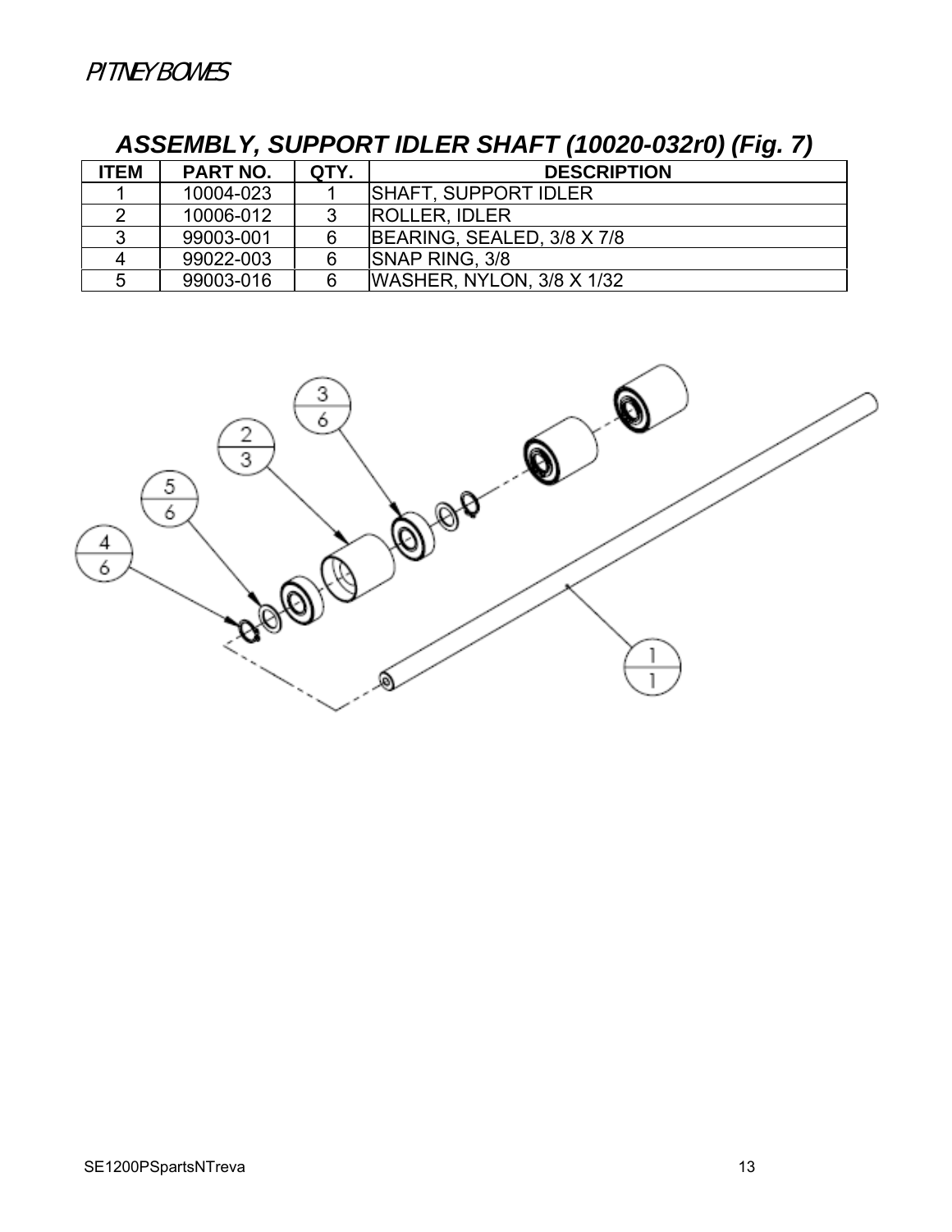## *ASSEMBLY, SUPPORT IDLER SHAFT (10020-032r0) (Fig. 7)*

| ITEM | PART NO. | QTY. | DESCRIPTION |
|---|---|---|---|
| 1 | 10004-023 | 1 | SHAFT, SUPPORT IDLER |
| 2 | 10006-012 | 3 | ROLLER, IDLER |
| 3 | 99003-001 | 6 | BEARING, SEALED, 3/8 X 7/8 |
| 4 | 99022-003 | 6 | SNAP RING, 3/8 |
| 5 | 99003-016 | 6 | WASHER, NYLON, 3/8 X 1/32 |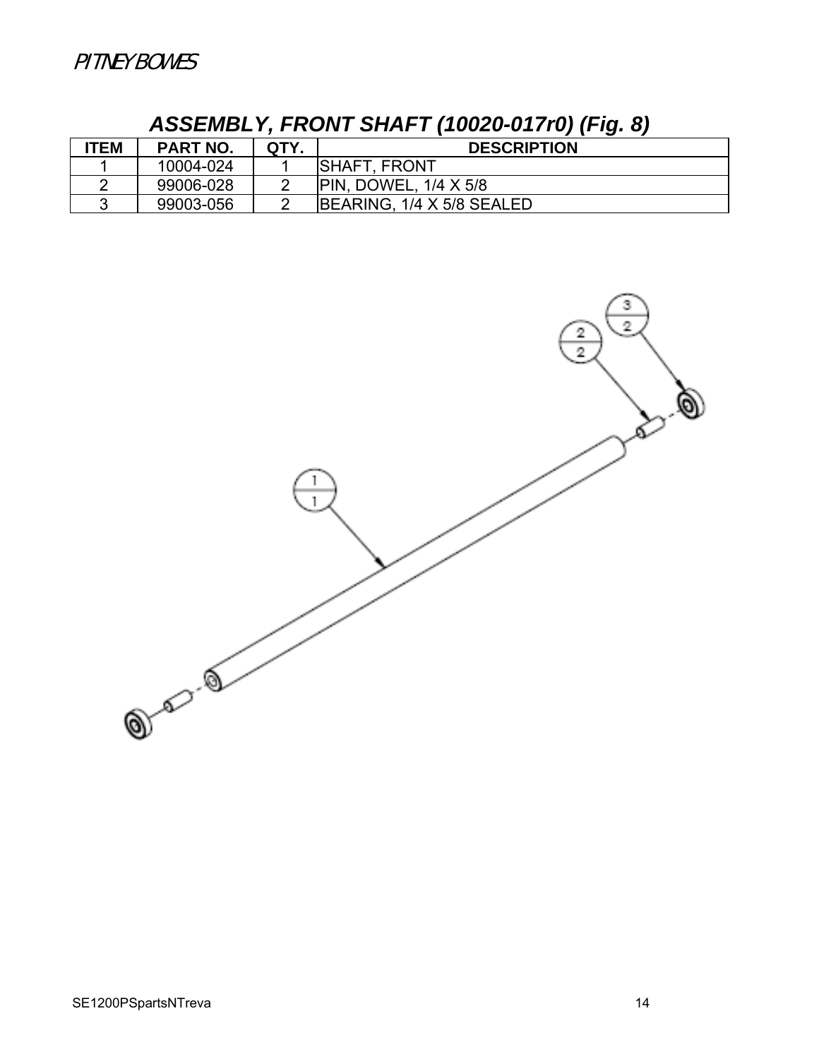## *ASSEMBLY, FRONT SHAFT (10020-017r0) (Fig. 8)*

| ITEM | PART NO. | QTY. | DESCRIPTION |
|---|---|---|---|
| 1 | 10004-024 | 1 | SHAFT, FRONT |
| 2 | 99006-028 | 2 | PIN, DOWEL, 1/4 X 5/8 |
| 3 | 99003-056 | 2 | BEARING, 1/4 X 5/8 SEALED |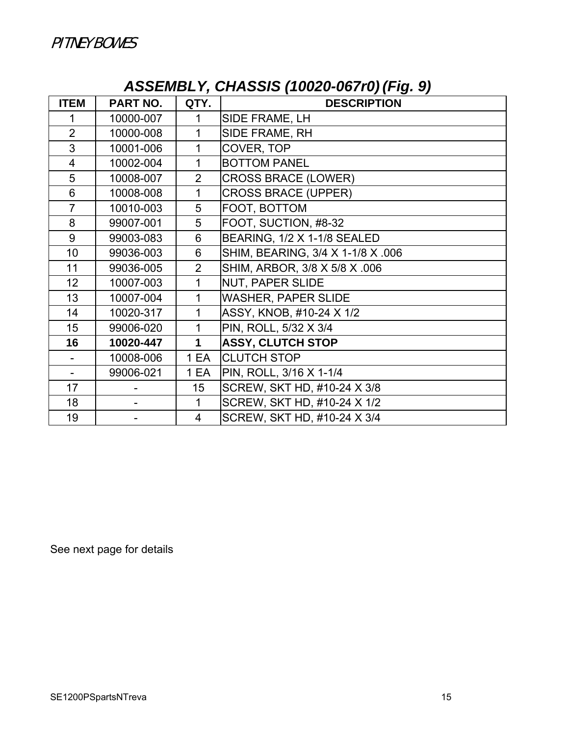## *ASSEMBLY, CHASSIS (10020-067r0) (Fig. 9)*

| ITEM | PART NO. | QTY. | DESCRIPTION |
|---|---|---|---|
| 1 | 10000-007 | 1 | SIDE FRAME, LH |
| 2 | 10000-008 | 1 | SIDE FRAME, RH |
| 3 | 10001-006 | 1 | COVER, TOP |
| 4 | 10002-004 | 1 | BOTTOM PANEL |
| 5 | 10008-007 | 2 | CROSS BRACE (LOWER) |
| 6 | 10008-008 | 1 | CROSS BRACE (UPPER) |
| 7 | 10010-003 | 5 | FOOT, BOTTOM |
| 8 | 99007-001 | 5 | FOOT, SUCTION, #8-32 |
| 9 | 99003-083 | 6 | BEARING, 1/2 X 1-1/8 SEALED |
| 10 | 99036-003 | 6 | SHIM, BEARING, 3/4 X 1-1/8 X .006 |
| 11 | 99036-005 | 2 | SHIM, ARBOR, 3/8 X 5/8 X .006 |
| 12 | 10007-003 | 1 | NUT, PAPER SLIDE |
| 13 | 10007-004 | 1 | WASHER, PAPER SLIDE |
| 14 | 10020-317 | 1 | ASSY, KNOB, #10-24 X 1/2 |
| 15 | 99006-020 | 1 | PIN, ROLL, 5/32 X 3/4 |
| **16** | **10020-447** | **1** | **ASSY, CLUTCH STOP** |
| - | 10008-006 | 1 EA | CLUTCH STOP |
| - | 99006-021 | 1 EA | PIN, ROLL, 3/16 X 1-1/4 |
| 17 | - | 15 | SCREW, SKT HD, #10-24 X 3/8 |
| 18 | - | 1 | SCREW, SKT HD, #10-24 X 1/2 |
| 19 | - | 4 | SCREW, SKT HD, #10-24 X 3/4 |

See next page for details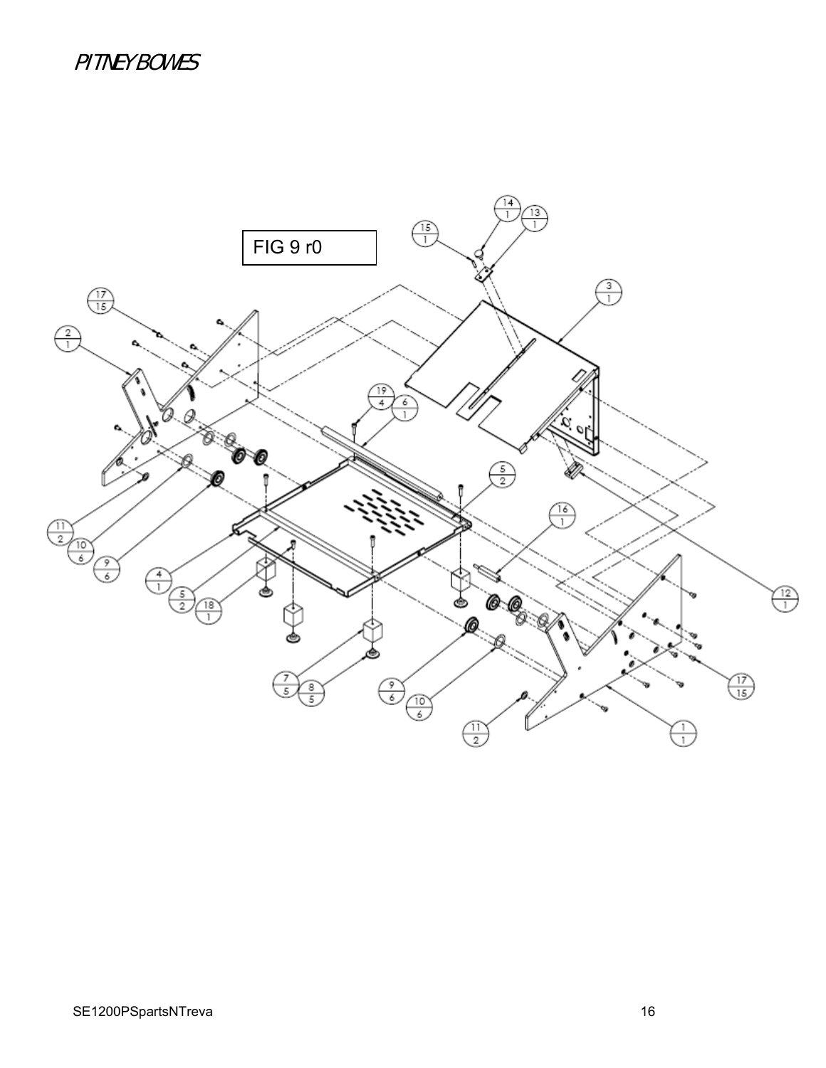FIG 9 r0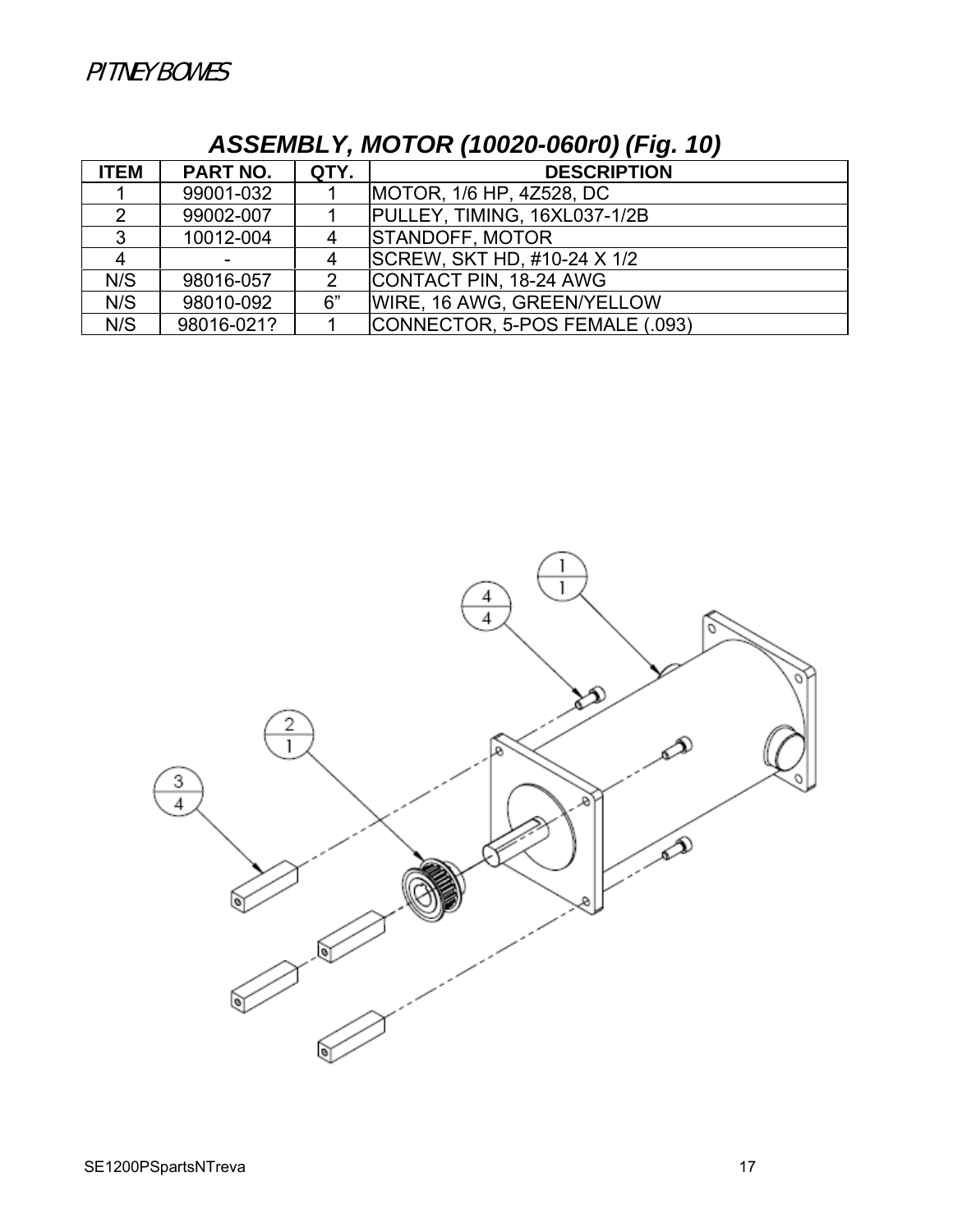## ASSEMBLY, MOTOR (10020-060r0) (Fig. 10)

| ITEM | PART NO. | QTY. | DESCRIPTION |
|---|---|---|---|
| 1 | 99001-032 | 1 | MOTOR, 1/6 HP, 4Z528, DC |
| 2 | 99002-007 | 1 | PULLEY, TIMING, 16XL037-1/2B |
| 3 | 10012-004 | 4 | STANDOFF, MOTOR |
| 4 | - | 4 | SCREW, SKT HD, #10-24 X 1/2 |
| N/S | 98016-057 | 2 | CONTACT PIN, 18-24 AWG |
| N/S | 98010-092 | 6” | WIRE, 16 AWG, GREEN/YELLOW |
| N/S | 98016-021? | 1 | CONNECTOR, 5-POS FEMALE (.093) |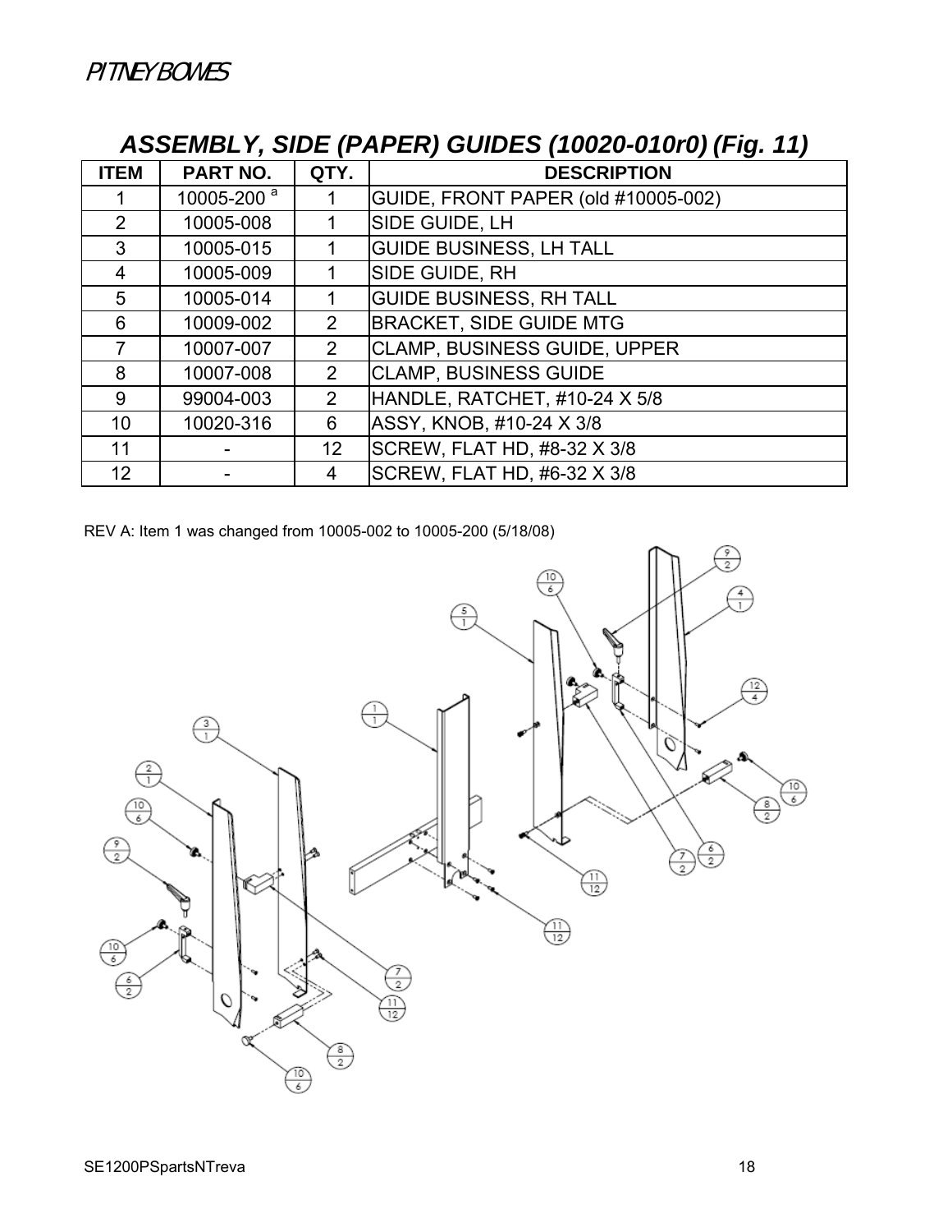## *ASSEMBLY, SIDE (PAPER) GUIDES (10020-010r0) (Fig. 11)*

| ITEM | PART NO. | QTY. | DESCRIPTION |
|---|---|---|---|
| 1 | 10005-200 [a] | 1 | GUIDE, FRONT PAPER (old #10005-002) |
| 2 | 10005-008 | 1 | SIDE GUIDE, LH |
| 3 | 10005-015 | 1 | GUIDE BUSINESS, LH TALL |
| 4 | 10005-009 | 1 | SIDE GUIDE, RH |
| 5 | 10005-014 | 1 | GUIDE BUSINESS, RH TALL |
| 6 | 10009-002 | 2 | BRACKET, SIDE GUIDE MTG |
| 7 | 10007-007 | 2 | CLAMP, BUSINESS GUIDE, UPPER |
| 8 | 10007-008 | 2 | CLAMP, BUSINESS GUIDE |
| 9 | 99004-003 | 2 | HANDLE, RATCHET, #10-24 X 5/8 |
| 10 | 10020-316 | 6 | ASSY, KNOB, #10-24 X 3/8 |
| 11 | - | 12 | SCREW, FLAT HD, #8-32 X 3/8 |
| 12 | - | 4 | SCREW, FLAT HD, #6-32 X 3/8 |

REV A: Item 1 was changed from 10005-002 to 10005-200 (5/18/08)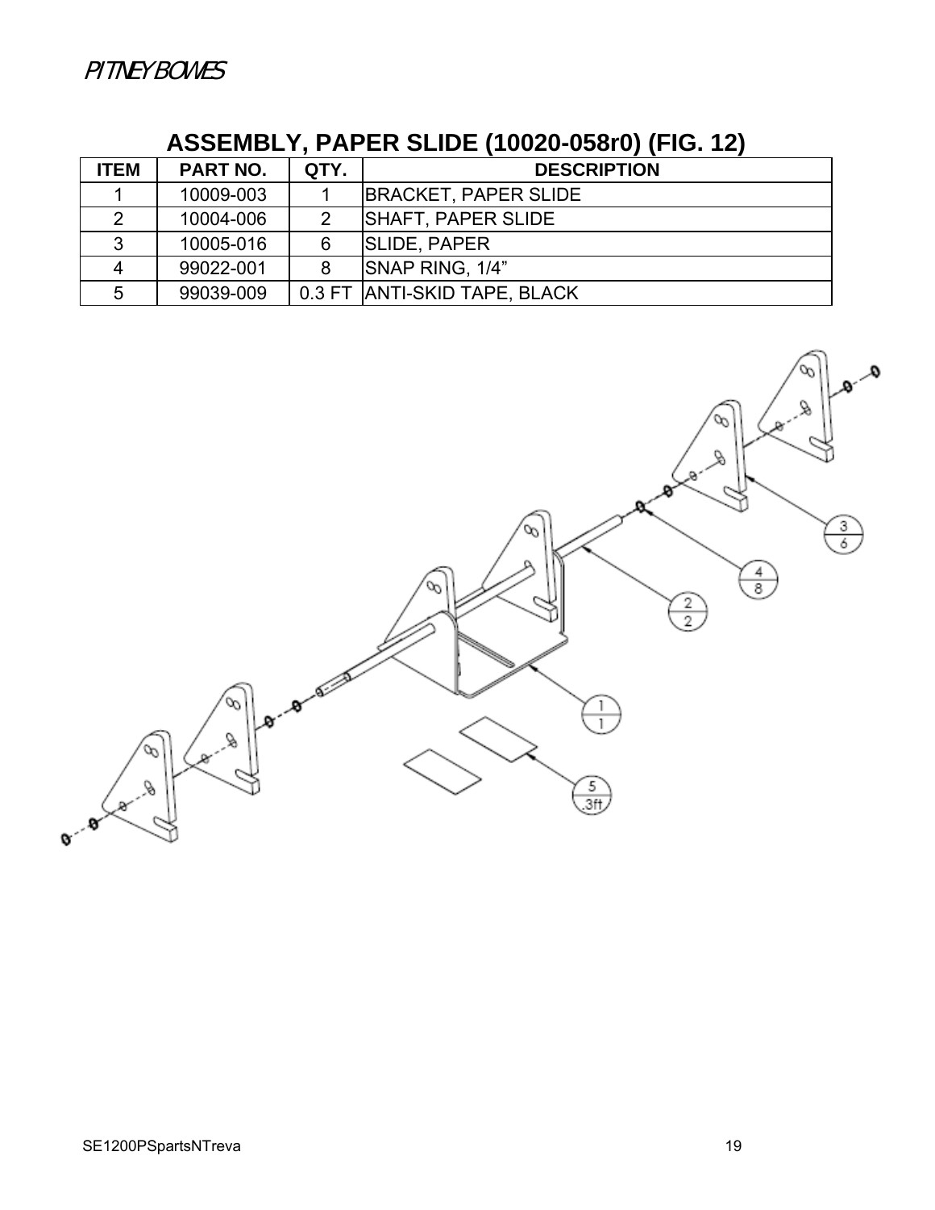## ASSEMBLY, PAPER SLIDE (10020-058r0) (FIG. 12)

| ITEM | PART NO. | QTY. | DESCRIPTION |
|---|---|---|---|
| 1 | 10009-003 | 1 | BRACKET, PAPER SLIDE |
| 2 | 10004-006 | 2 | SHAFT, PAPER SLIDE |
| 3 | 10005-016 | 6 | SLIDE, PAPER |
| 4 | 99022-001 | 8 | SNAP RING, 1/4” |
| 5 | 99039-009 | 0.3 FT | ANTI-SKID TAPE, BLACK |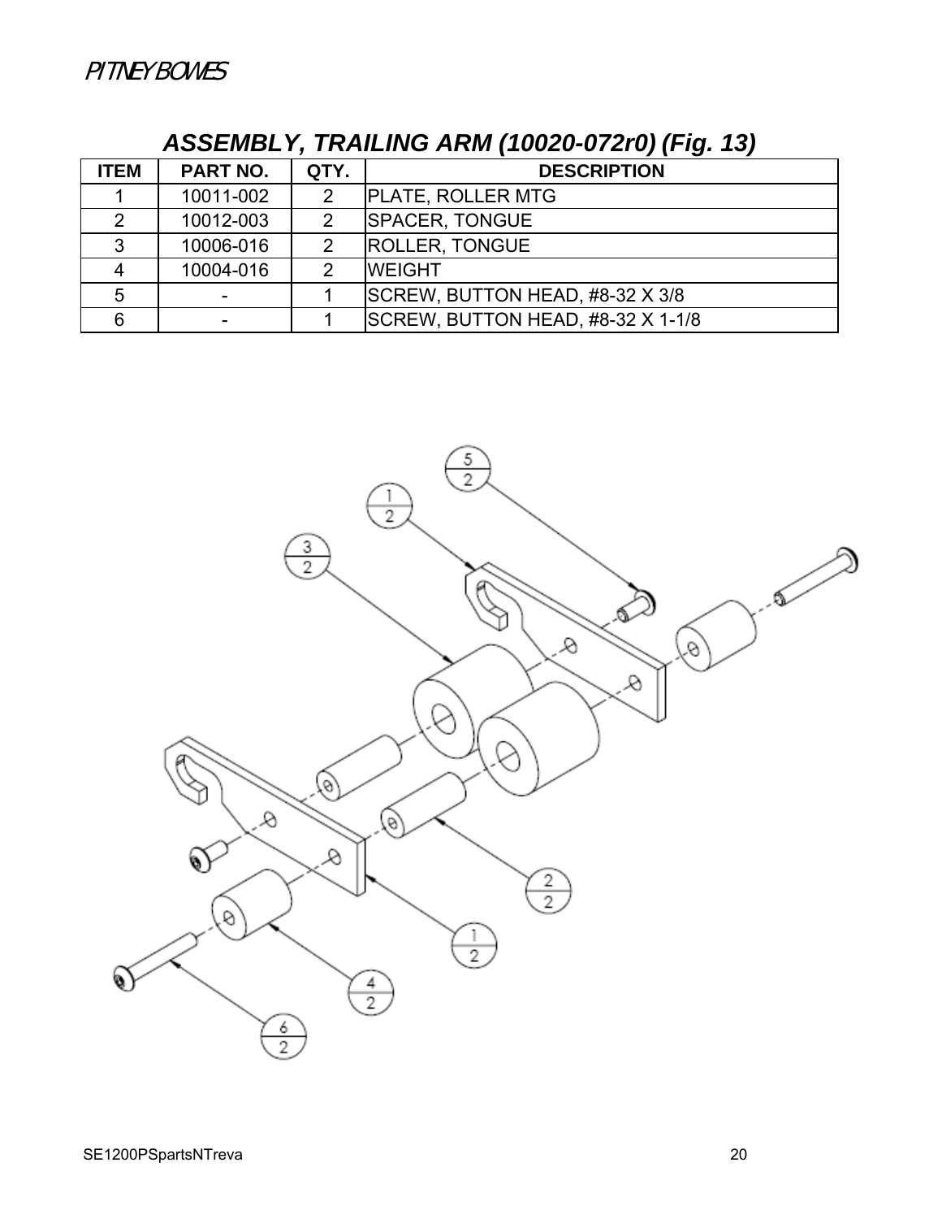## ASSEMBLY, TRAILING ARM (10020-072r0) (Fig. 13)

| ITEM | PART NO. | QTY. | DESCRIPTION |
|---|---|---|---|
| 1 | 10011-002 | 2 | PLATE, ROLLER MTG |
| 2 | 10012-003 | 2 | SPACER, TONGUE |
| 3 | 10006-016 | 2 | ROLLER, TONGUE |
| 4 | 10004-016 | 2 | WEIGHT |
| 5 | - | 1 | SCREW, BUTTON HEAD, #8-32 X 3/8 |
| 6 | - | 1 | SCREW, BUTTON HEAD, #8-32 X 1-1/8 |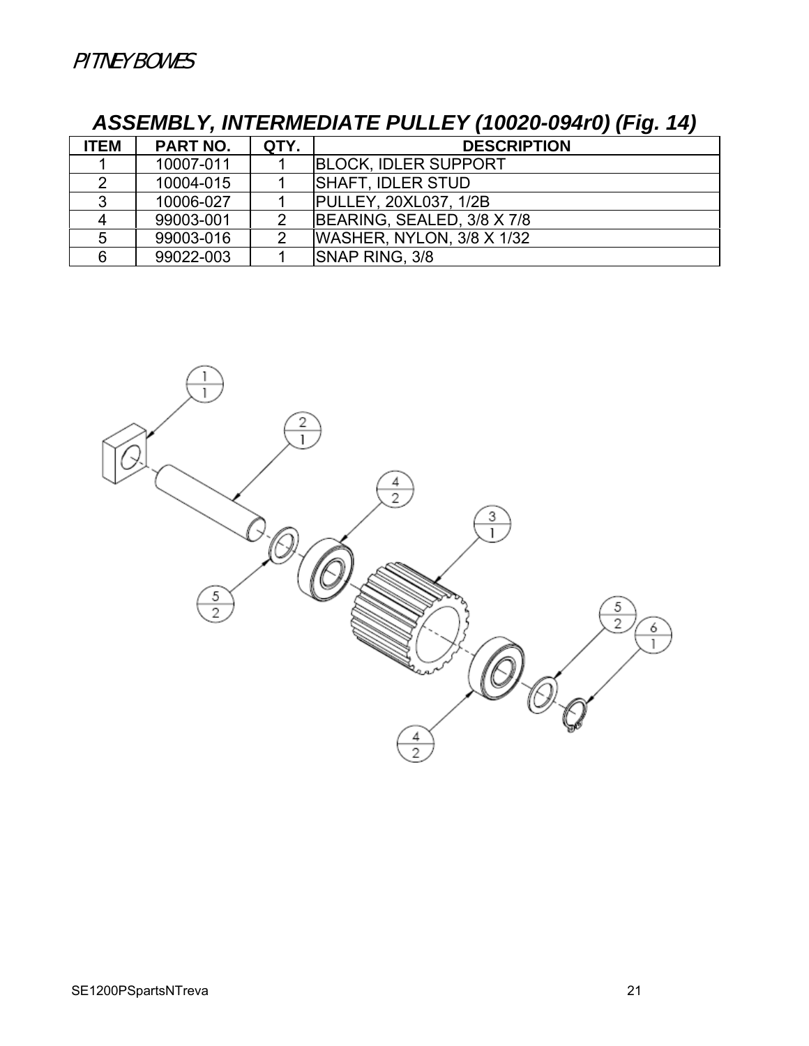## *ASSEMBLY, INTERMEDIATE PULLEY (10020-094r0) (Fig. 14)*

| ITEM | PART NO. | QTY. | DESCRIPTION |
|---|---|---|---|
| 1 | 10007-011 | 1 | BLOCK, IDLER SUPPORT |
| 2 | 10004-015 | 1 | SHAFT, IDLER STUD |
| 3 | 10006-027 | 1 | PULLEY, 20XL037, 1/2B |
| 4 | 99003-001 | 2 | BEARING, SEALED, 3/8 X 7/8 |
| 5 | 99003-016 | 2 | WASHER, NYLON, 3/8 X 1/32 |
| 6 | 99022-003 | 1 | SNAP RING, 3/8 |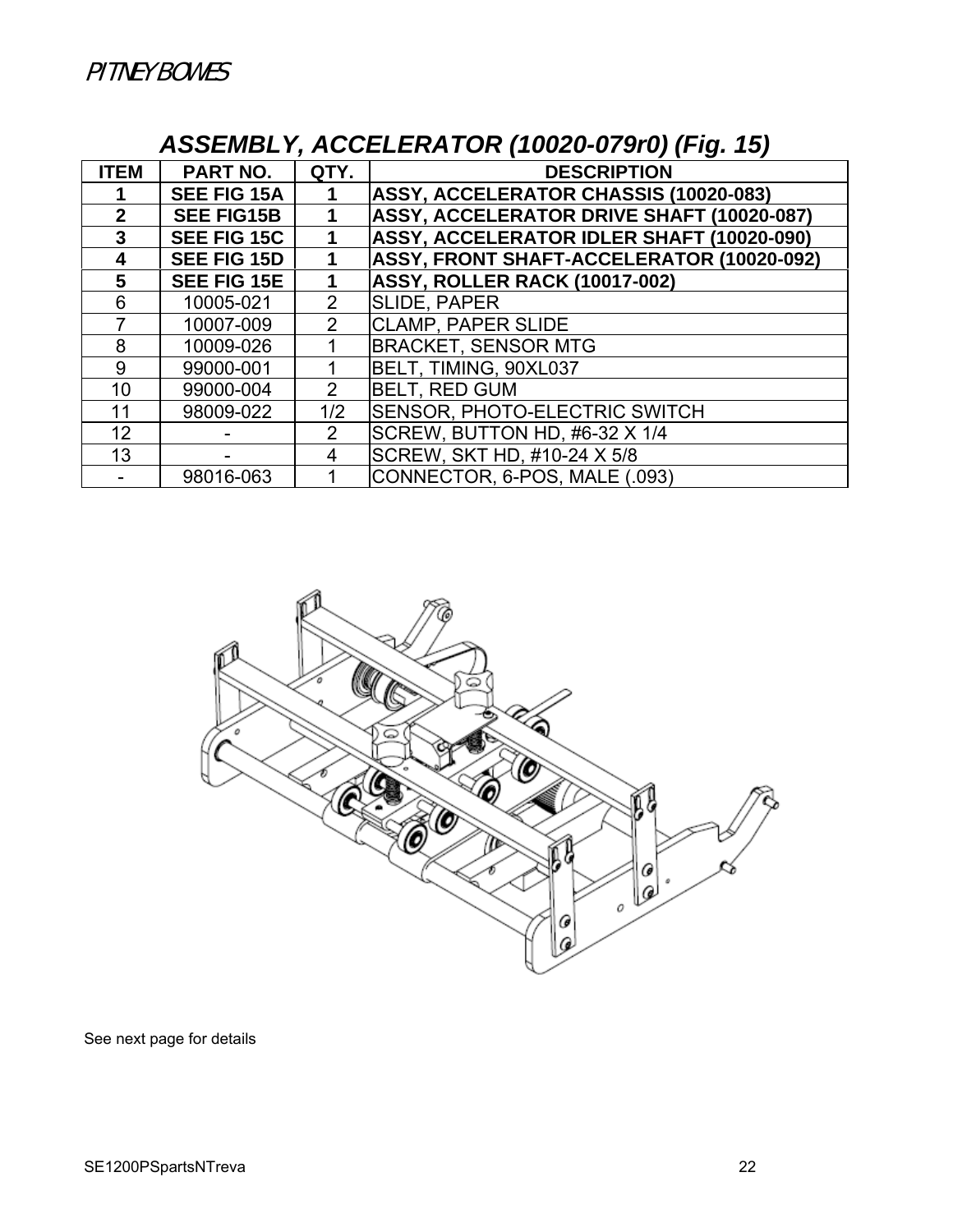## ASSEMBLY, ACCELERATOR (10020-079r0) (Fig. 15)

| ITEM | PART NO. | QTY. | DESCRIPTION |
|---|---|---|---|
| **1** | **SEE FIG 15A** | **1** | **ASSY, ACCELERATOR CHASSIS (10020-083)** |
| **2** | **SEE FIG15B** | **1** | **ASSY, ACCELERATOR DRIVE SHAFT (10020-087)** |
| **3** | **SEE FIG 15C** | **1** | **ASSY, ACCELERATOR IDLER SHAFT (10020-090)** |
| **4** | **SEE FIG 15D** | **1** | **ASSY, FRONT SHAFT-ACCELERATOR (10020-092)** |
| **5** | **SEE FIG 15E** | **1** | **ASSY, ROLLER RACK (10017-002)** |
| 6 | 10005-021 | 2 | SLIDE, PAPER |
| 7 | 10007-009 | 2 | CLAMP, PAPER SLIDE |
| 8 | 10009-026 | 1 | BRACKET, SENSOR MTG |
| 9 | 99000-001 | 1 | BELT, TIMING, 90XL037 |
| 10 | 99000-004 | 2 | BELT, RED GUM |
| 11 | 98009-022 | 1/2 | SENSOR, PHOTO-ELECTRIC SWITCH |
| 12 | - | 2 | SCREW, BUTTON HD, #6-32 X 1/4 |
| 13 | - | 4 | SCREW, SKT HD, #10-24 X 5/8 |
| - | 98016-063 | 1 | CONNECTOR, 6-POS, MALE (.093) |

See next page for details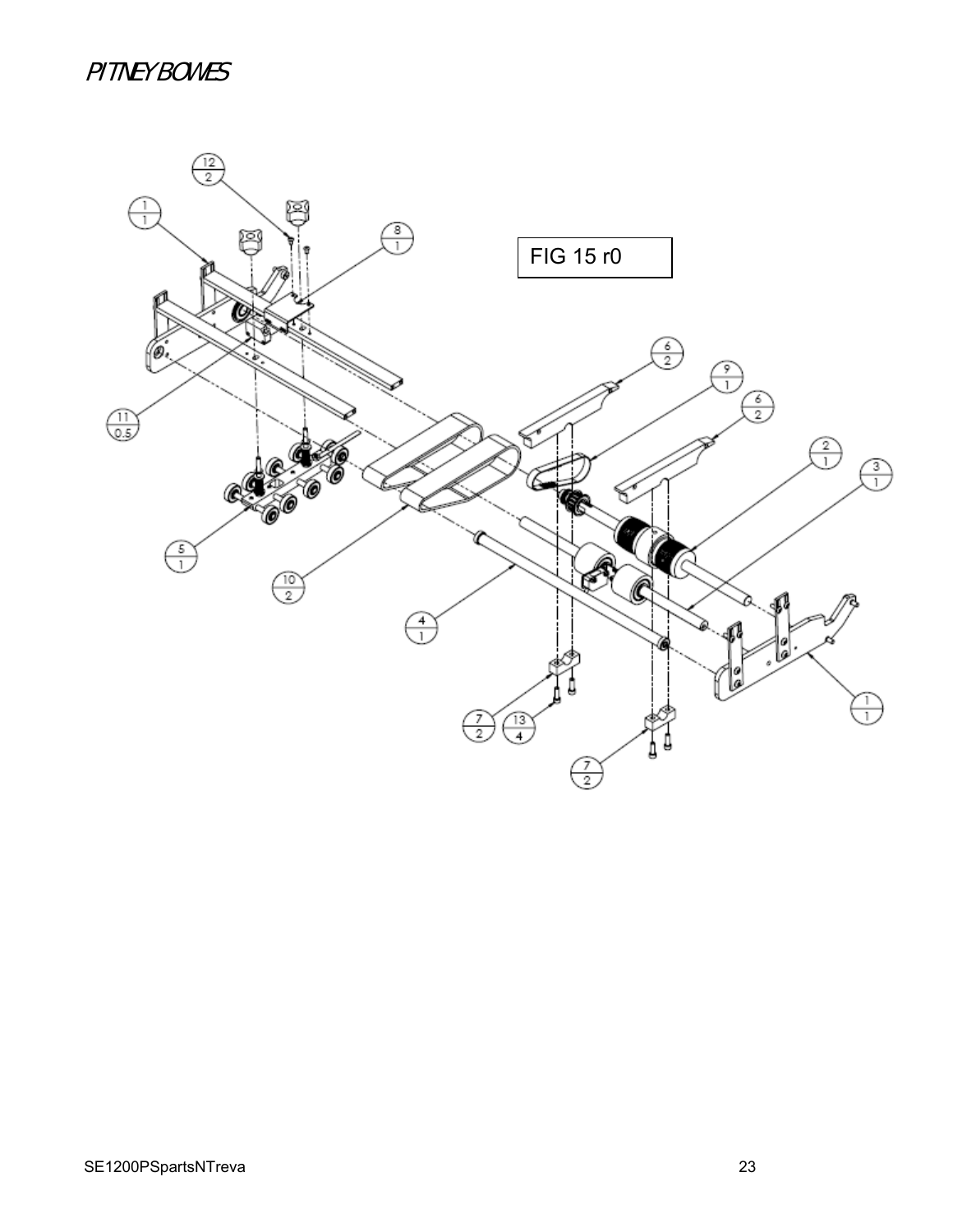FIG 15 r0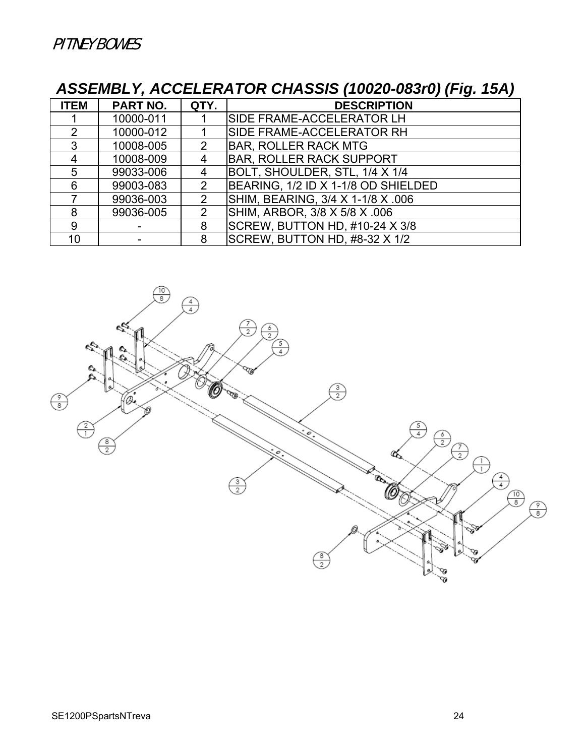PITNEY BOWES

## ASSEMBLY, ACCELERATOR CHASSIS (10020-083r0) (Fig. 15A)

| ITEM | PART NO. | QTY. | DESCRIPTION |
|---|---|---|---|
| 1 | 10000-011 | 1 | SIDE FRAME-ACCELERATOR LH |
| 2 | 10000-012 | 1 | SIDE FRAME-ACCELERATOR RH |
| 3 | 10008-005 | 2 | BAR, ROLLER RACK MTG |
| 4 | 10008-009 | 4 | BAR, ROLLER RACK SUPPORT |
| 5 | 99033-006 | 4 | BOLT, SHOULDER, STL, 1/4 X 1/4 |
| 6 | 99003-083 | 2 | BEARING, 1/2 ID X 1-1/8 OD SHIELDED |
| 7 | 99036-003 | 2 | SHIM, BEARING, 3/4 X 1-1/8 X .006 |
| 8 | 99036-005 | 2 | SHIM, ARBOR, 3/8 X 5/8 X .006 |
| 9 | - | 8 | SCREW, BUTTON HD, #10-24 X 3/8 |
| 10 | - | 8 | SCREW, BUTTON HD, #8-32 X 1/2 |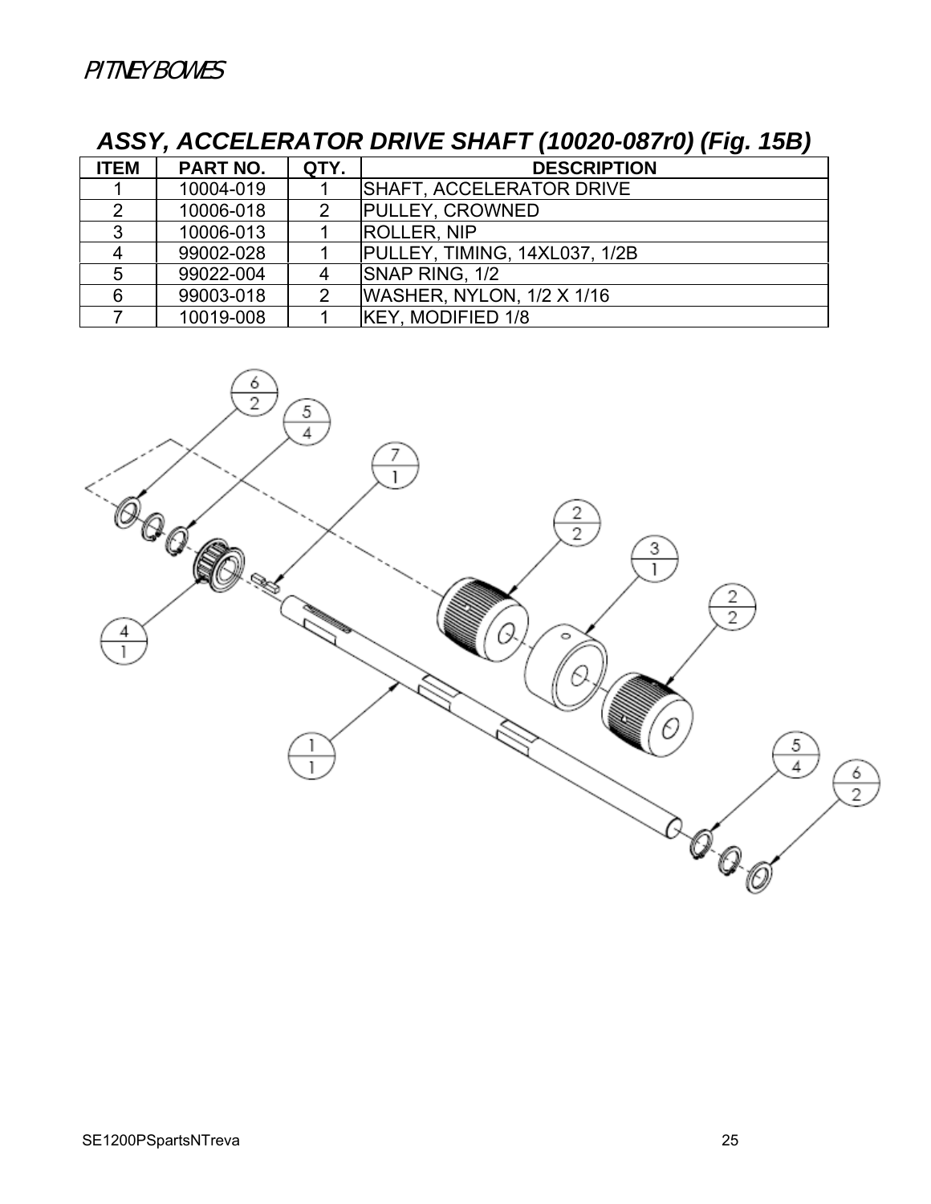## ASSY, ACCELERATOR DRIVE SHAFT (10020-087r0) (Fig. 15B)

| ITEM | PART NO. | QTY. | DESCRIPTION |
|---|---|---|---|
| 1 | 10004-019 | 1 | SHAFT, ACCELERATOR DRIVE |
| 2 | 10006-018 | 2 | PULLEY, CROWNED |
| 3 | 10006-013 | 1 | ROLLER, NIP |
| 4 | 99002-028 | 1 | PULLEY, TIMING, 14XL037, 1/2B |
| 5 | 99022-004 | 4 | SNAP RING, 1/2 |
| 6 | 99003-018 | 2 | WASHER, NYLON, 1/2 X 1/16 |
| 7 | 10019-008 | 1 | KEY, MODIFIED 1/8 |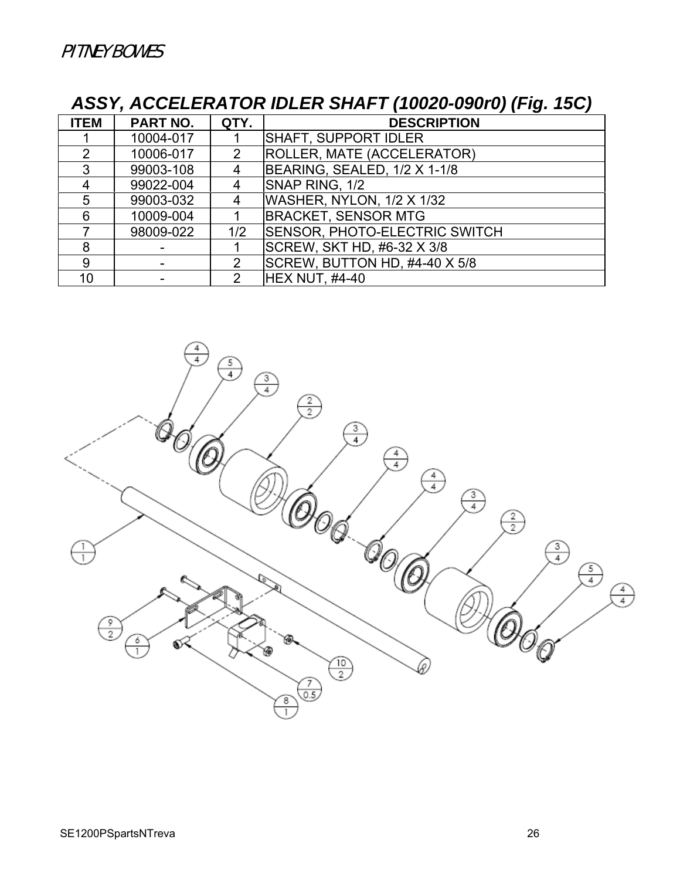## ASSY, ACCELERATOR IDLER SHAFT (10020-090r0) (Fig. 15C)

| ITEM | PART NO. | QTY. | DESCRIPTION |
|---|---|---|---|
| 1 | 10004-017 | 1 | SHAFT, SUPPORT IDLER |
| 2 | 10006-017 | 2 | ROLLER, MATE (ACCELERATOR) |
| 3 | 99003-108 | 4 | BEARING, SEALED, 1/2 X 1-1/8 |
| 4 | 99022-004 | 4 | SNAP RING, 1/2 |
| 5 | 99003-032 | 4 | WASHER, NYLON, 1/2 X 1/32 |
| 6 | 10009-004 | 1 | BRACKET, SENSOR MTG |
| 7 | 98009-022 | 1/2 | SENSOR, PHOTO-ELECTRIC SWITCH |
| 8 | - | 1 | SCREW, SKT HD, #6-32 X 3/8 |
| 9 | - | 2 | SCREW, BUTTON HD, #4-40 X 5/8 |
| 10 | - | 2 | HEX NUT, #4-40 |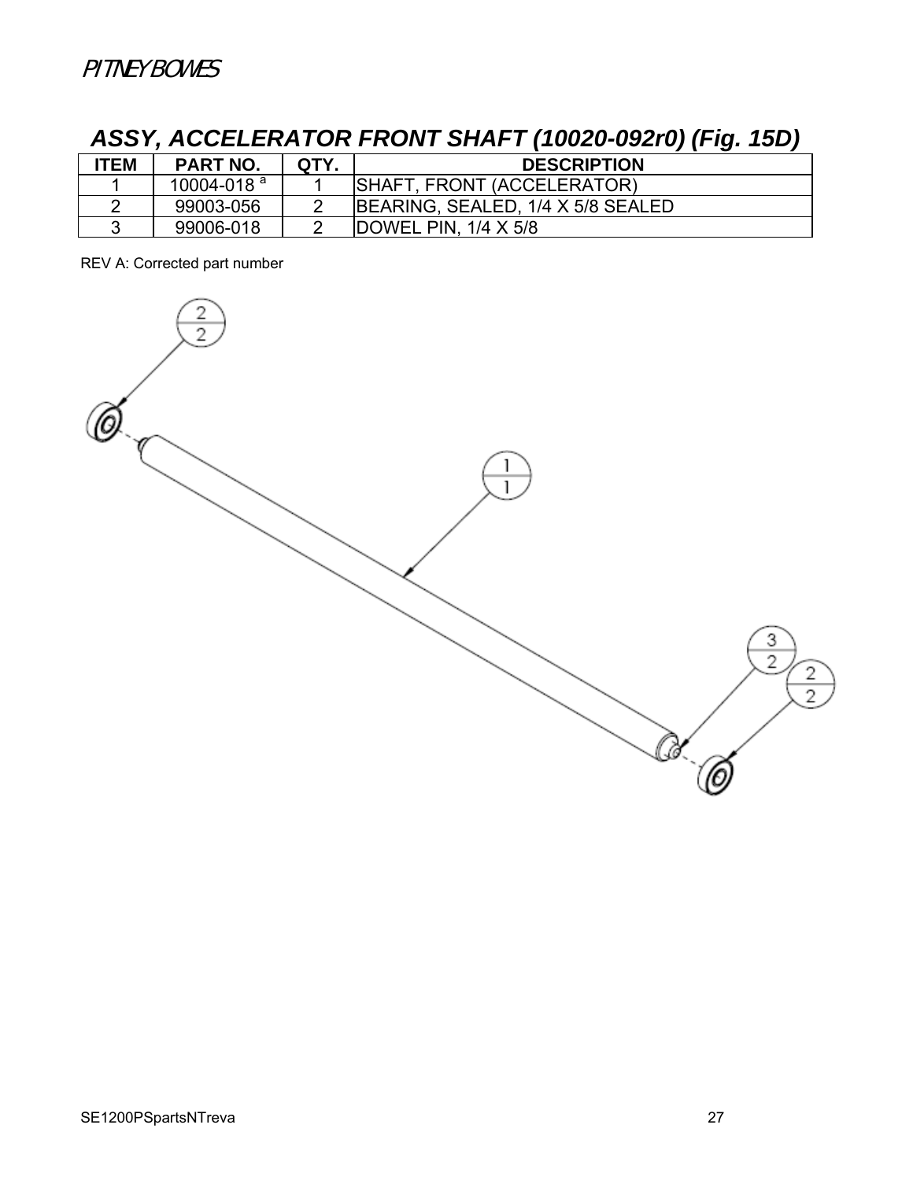## ASSY, ACCELERATOR FRONT SHAFT (10020-092r0) (Fig. 15D)

| ITEM | PART NO. | QTY. | DESCRIPTION |
|---|---|---|---|
| 1 | 10004-018 [a] | 1 | SHAFT, FRONT (ACCELERATOR) |
| 2 | 99003-056 | 2 | BEARING, SEALED, 1/4 X 5/8 SEALED |
| 3 | 99006-018 | 2 | DOWEL PIN, 1/4 X 5/8 |

REV A: Corrected part number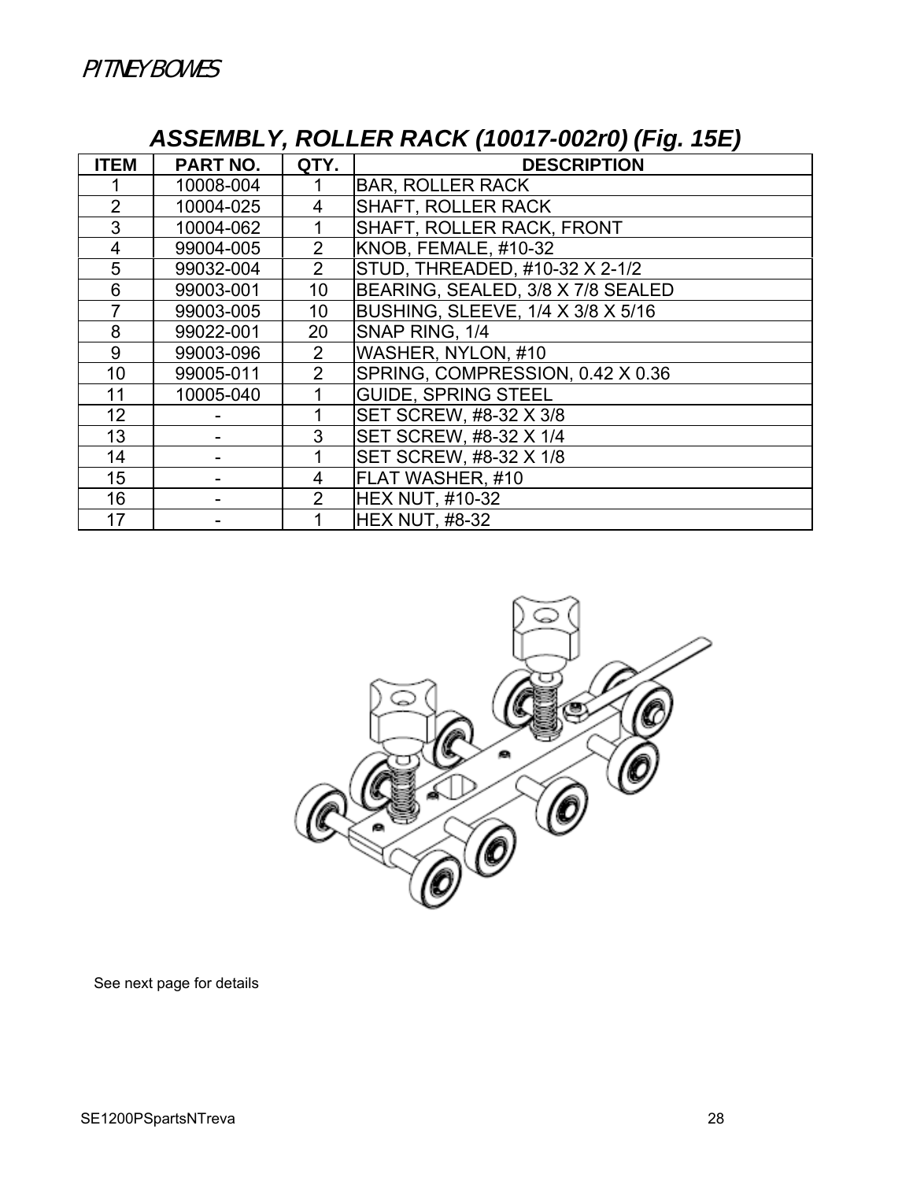## ASSEMBLY, ROLLER RACK (10017-002r0) (Fig. 15E)

| ITEM | PART NO. | QTY. | DESCRIPTION |
|---|---|---|---|
| 1 | 10008-004 | 1 | BAR, ROLLER RACK |
| 2 | 10004-025 | 4 | SHAFT, ROLLER RACK |
| 3 | 10004-062 | 1 | SHAFT, ROLLER RACK, FRONT |
| 4 | 99004-005 | 2 | KNOB, FEMALE, #10-32 |
| 5 | 99032-004 | 2 | STUD, THREADED, #10-32 X 2-1/2 |
| 6 | 99003-001 | 10 | BEARING, SEALED, 3/8 X 7/8 SEALED |
| 7 | 99003-005 | 10 | BUSHING, SLEEVE, 1/4 X 3/8 X 5/16 |
| 8 | 99022-001 | 20 | SNAP RING, 1/4 |
| 9 | 99003-096 | 2 | WASHER, NYLON, #10 |
| 10 | 99005-011 | 2 | SPRING, COMPRESSION, 0.42 X 0.36 |
| 11 | 10005-040 | 1 | GUIDE, SPRING STEEL |
| 12 | - | 1 | SET SCREW, #8-32 X 3/8 |
| 13 | - | 3 | SET SCREW, #8-32 X 1/4 |
| 14 | - | 1 | SET SCREW, #8-32 X 1/8 |
| 15 | - | 4 | FLAT WASHER, #10 |
| 16 | - | 2 | HEX NUT, #10-32 |
| 17 | - | 1 | HEX NUT, #8-32 |

See next page for details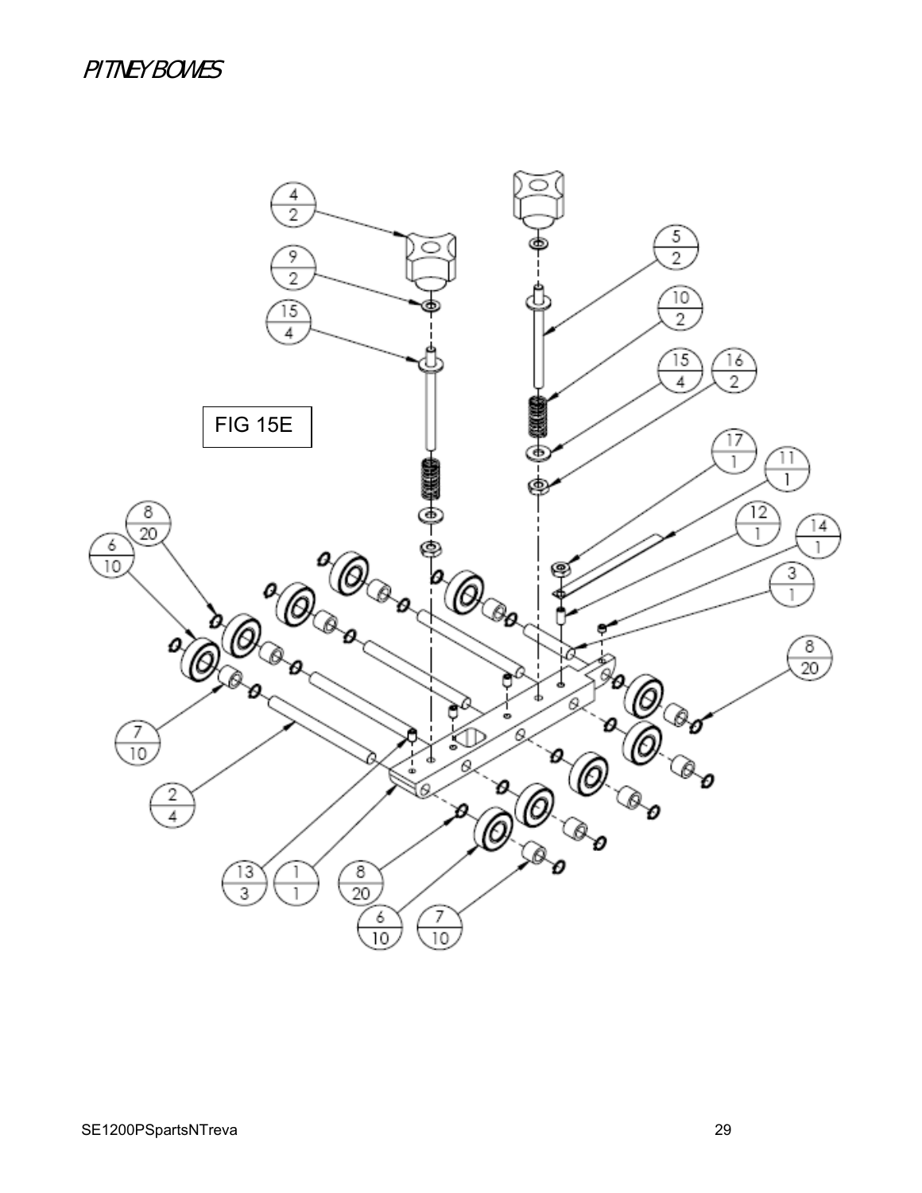FIG 15E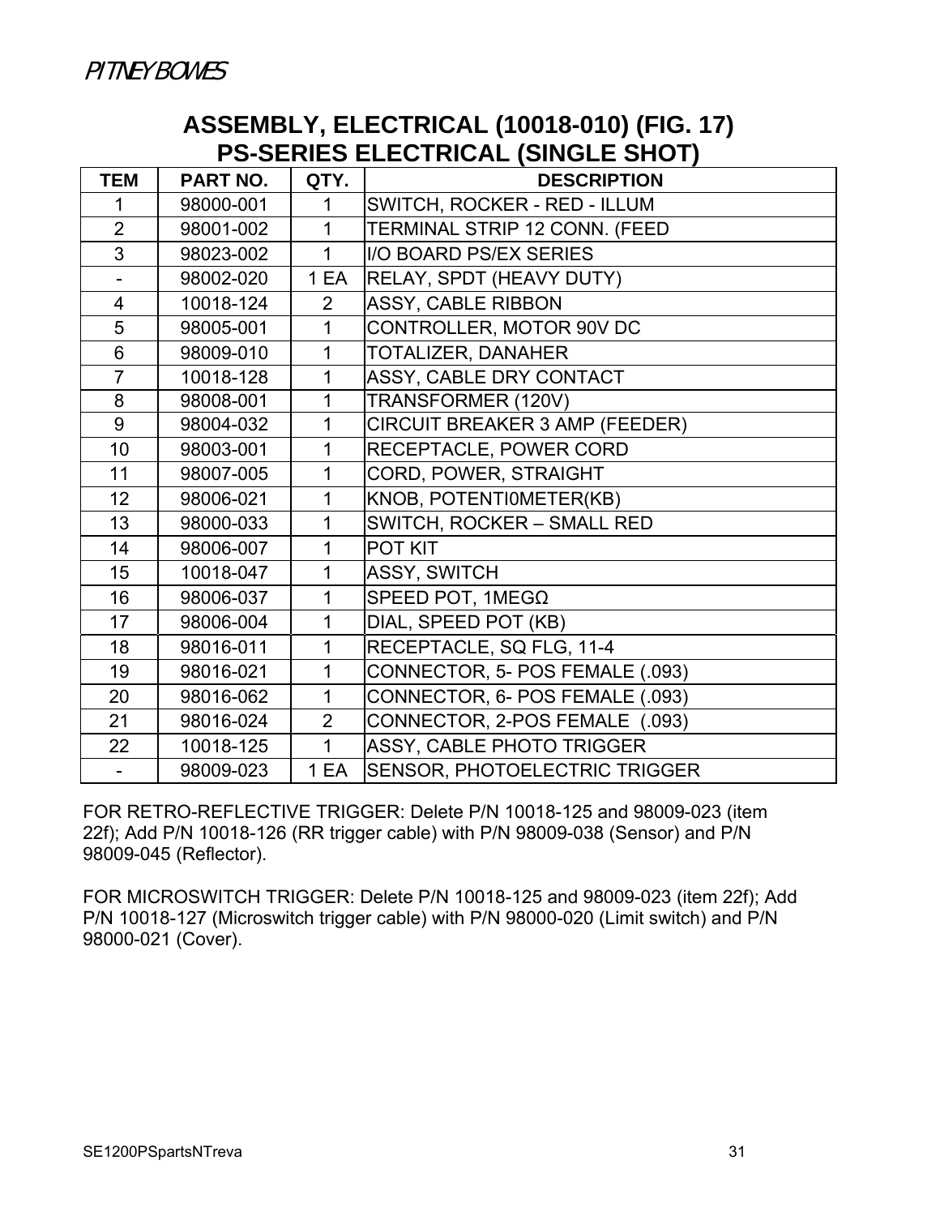# ASSEMBLY, ELECTRICAL (10018-010) (FIG. 17)
## PS-SERIES ELECTRICAL (SINGLE SHOT)

| TEM | PART NO. | QTY. | DESCRIPTION |
|---|---|---|---|
| 1 | 98000-001 | 1 | SWITCH, ROCKER - RED - ILLUM |
| 2 | 98001-002 | 1 | TERMINAL STRIP 12 CONN. (FEED |
| 3 | 98023-002 | 1 | I/O BOARD PS/EX SERIES |
| - | 98002-020 | 1 EA | RELAY, SPDT (HEAVY DUTY) |
| 4 | 10018-124 | 2 | ASSY, CABLE RIBBON |
| 5 | 98005-001 | 1 | CONTROLLER, MOTOR 90V DC |
| 6 | 98009-010 | 1 | TOTALIZER, DANAHER |
| 7 | 10018-128 | 1 | ASSY, CABLE DRY CONTACT |
| 8 | 98008-001 | 1 | TRANSFORMER (120V) |
| 9 | 98004-032 | 1 | CIRCUIT BREAKER 3 AMP (FEEDER) |
| 10 | 98003-001 | 1 | RECEPTACLE, POWER CORD |
| 11 | 98007-005 | 1 | CORD, POWER, STRAIGHT |
| 12 | 98006-021 | 1 | KNOB, POTENTI0METER(KB) |
| 13 | 98000-033 | 1 | SWITCH, ROCKER – SMALL RED |
| 14 | 98006-007 | 1 | POT KIT |
| 15 | 10018-047 | 1 | ASSY, SWITCH |
| 16 | 98006-037 | 1 | SPEED POT, 1MEGΩ |
| 17 | 98006-004 | 1 | DIAL, SPEED POT (KB) |
| 18 | 98016-011 | 1 | RECEPTACLE, SQ FLG, 11-4 |
| 19 | 98016-021 | 1 | CONNECTOR, 5- POS FEMALE (.093) |
| 20 | 98016-062 | 1 | CONNECTOR, 6- POS FEMALE (.093) |
| 21 | 98016-024 | 2 | CONNECTOR, 2-POS FEMALE (.093) |
| 22 | 10018-125 | 1 | ASSY, CABLE PHOTO TRIGGER |
| - | 98009-023 | 1 EA | SENSOR, PHOTOELECTRIC TRIGGER |

FOR RETRO-REFLECTIVE TRIGGER: Delete P/N 10018-125 and 98009-023 (item 22f); Add P/N 10018-126 (RR trigger cable) with P/N 98009-038 (Sensor) and P/N 98009-045 (Reflector).

FOR MICROSWITCH TRIGGER: Delete P/N 10018-125 and 98009-023 (item 22f); Add P/N 10018-127 (Microswitch trigger cable) with P/N 98000-020 (Limit switch) and P/N 98000-021 (Cover).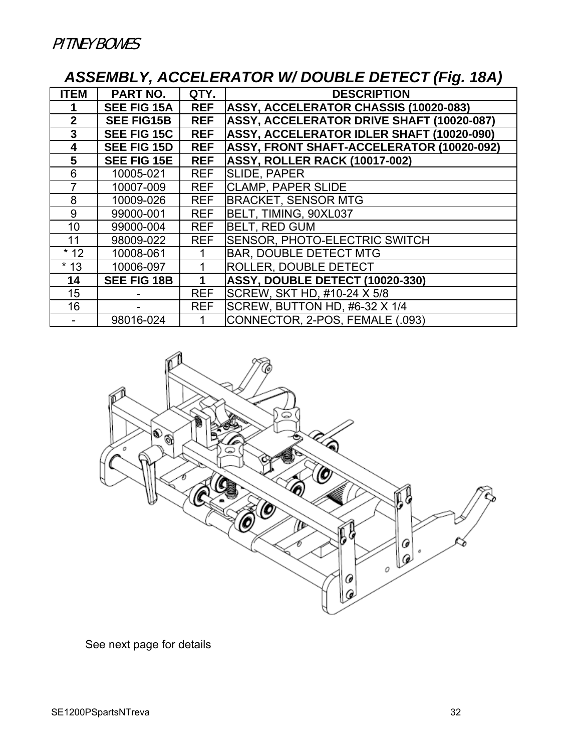# ASSEMBLY, ACCELERATOR W/ DOUBLE DETECT (Fig. 18A)

| ITEM | PART NO. | QTY. | DESCRIPTION |
|---|---|---|---|
| **1** | **SEE FIG 15A** | **REF** | **ASSY, ACCELERATOR CHASSIS (10020-083)** |
| **2** | **SEE FIG15B** | **REF** | **ASSY, ACCELERATOR DRIVE SHAFT (10020-087)** |
| **3** | **SEE FIG 15C** | **REF** | **ASSY, ACCELERATOR IDLER SHAFT (10020-090)** |
| **4** | **SEE FIG 15D** | **REF** | **ASSY, FRONT SHAFT-ACCELERATOR (10020-092)** |
| **5** | **SEE FIG 15E** | **REF** | **ASSY, ROLLER RACK (10017-002)** |
| 6 | 10005-021 | REF | SLIDE, PAPER |
| 7 | 10007-009 | REF | CLAMP, PAPER SLIDE |
| 8 | 10009-026 | REF | BRACKET, SENSOR MTG |
| 9 | 99000-001 | REF | BELT, TIMING, 90XL037 |
| 10 | 99000-004 | REF | BELT, RED GUM |
| 11 | 98009-022 | REF | SENSOR, PHOTO-ELECTRIC SWITCH |
| * 12 | 10008-061 | 1 | BAR, DOUBLE DETECT MTG |
| * 13 | 10006-097 | 1 | ROLLER, DOUBLE DETECT |
| **14** | **SEE FIG 18B** | **1** | **ASSY, DOUBLE DETECT (10020-330)** |
| 15 | - | REF | SCREW, SKT HD, #10-24 X 5/8 |
| 16 | - | REF | SCREW, BUTTON HD, #6-32 X 1/4 |
| - | 98016-024 | 1 | CONNECTOR, 2-POS, FEMALE (.093) |

See next page for details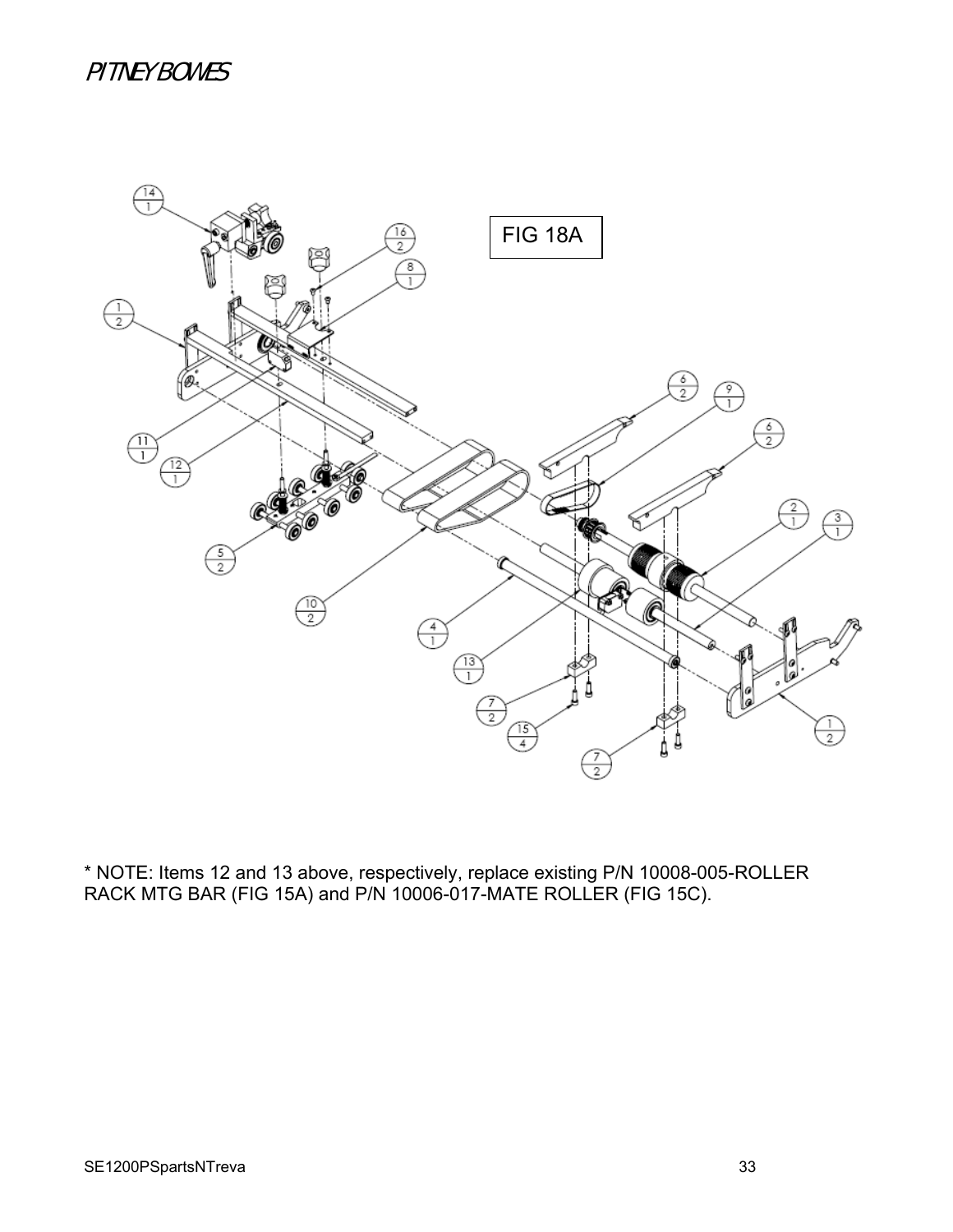FIG 18A

* NOTE: Items 12 and 13 above, respectively, replace existing P/N 10008-005-ROLLER RACK MTG BAR (FIG 15A) and P/N 10006-017-MATE ROLLER (FIG 15C).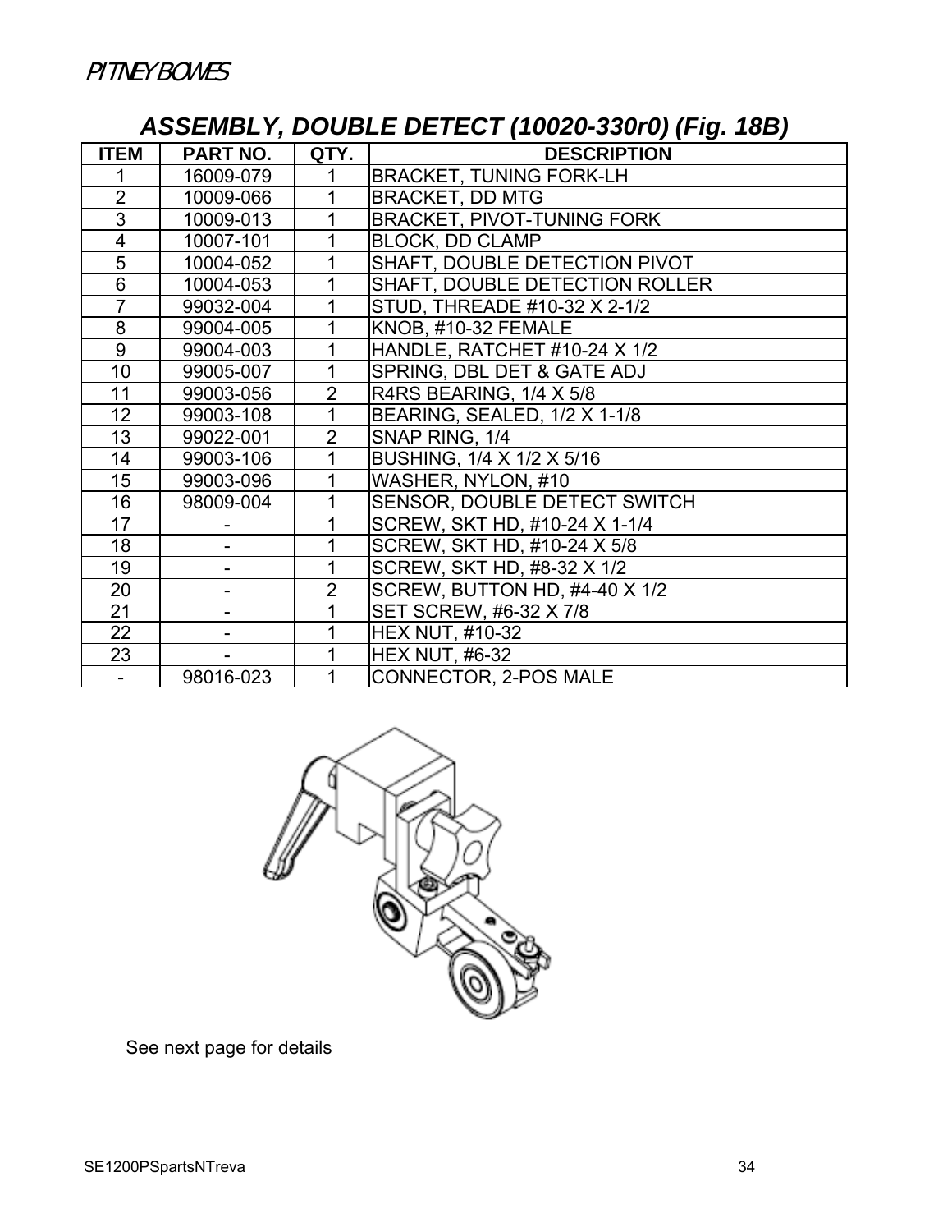## *ASSEMBLY, DOUBLE DETECT (10020-330r0) (Fig. 18B)*

| ITEM | PART NO. | QTY. | DESCRIPTION |
|---|---|---|---|
| 1 | 16009-079 | 1 | BRACKET, TUNING FORK-LH |
| 2 | 10009-066 | 1 | BRACKET, DD MTG |
| 3 | 10009-013 | 1 | BRACKET, PIVOT-TUNING FORK |
| 4 | 10007-101 | 1 | BLOCK, DD CLAMP |
| 5 | 10004-052 | 1 | SHAFT, DOUBLE DETECTION PIVOT |
| 6 | 10004-053 | 1 | SHAFT, DOUBLE DETECTION ROLLER |
| 7 | 99032-004 | 1 | STUD, THREADE #10-32 X 2-1/2 |
| 8 | 99004-005 | 1 | KNOB, #10-32 FEMALE |
| 9 | 99004-003 | 1 | HANDLE, RATCHET #10-24 X 1/2 |
| 10 | 99005-007 | 1 | SPRING, DBL DET & GATE ADJ |
| 11 | 99003-056 | 2 | R4RS BEARING, 1/4 X 5/8 |
| 12 | 99003-108 | 1 | BEARING, SEALED, 1/2 X 1-1/8 |
| 13 | 99022-001 | 2 | SNAP RING, 1/4 |
| 14 | 99003-106 | 1 | BUSHING, 1/4 X 1/2 X 5/16 |
| 15 | 99003-096 | 1 | WASHER, NYLON, #10 |
| 16 | 98009-004 | 1 | SENSOR, DOUBLE DETECT SWITCH |
| 17 | - | 1 | SCREW, SKT HD, #10-24 X 1-1/4 |
| 18 | - | 1 | SCREW, SKT HD, #10-24 X 5/8 |
| 19 | - | 1 | SCREW, SKT HD, #8-32 X 1/2 |
| 20 | - | 2 | SCREW, BUTTON HD, #4-40 X 1/2 |
| 21 | - | 1 | SET SCREW, #6-32 X 7/8 |
| 22 | - | 1 | HEX NUT, #10-32 |
| 23 | - | 1 | HEX NUT, #6-32 |
| - | 98016-023 | 1 | CONNECTOR, 2-POS MALE |

See next page for details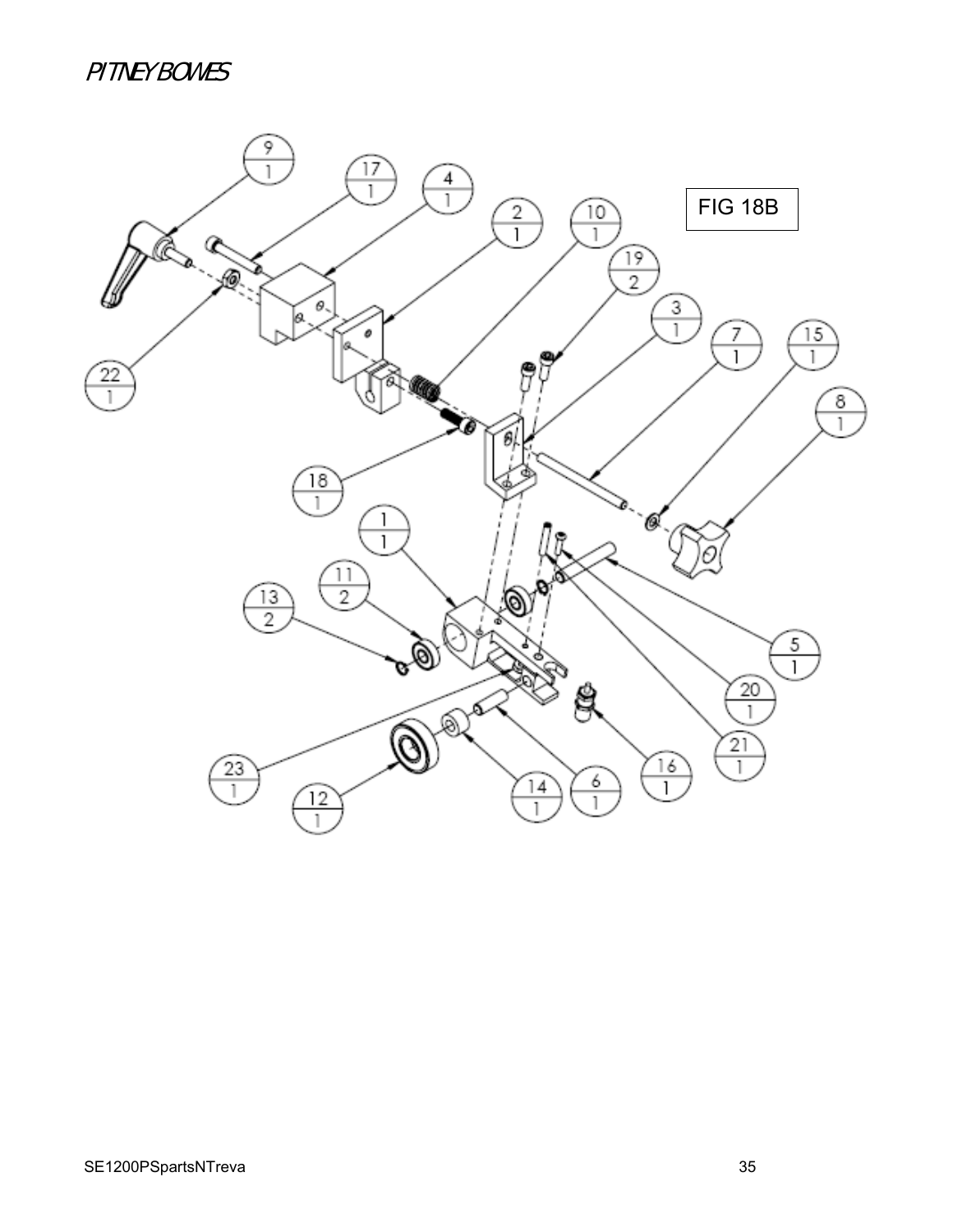FIG 18B